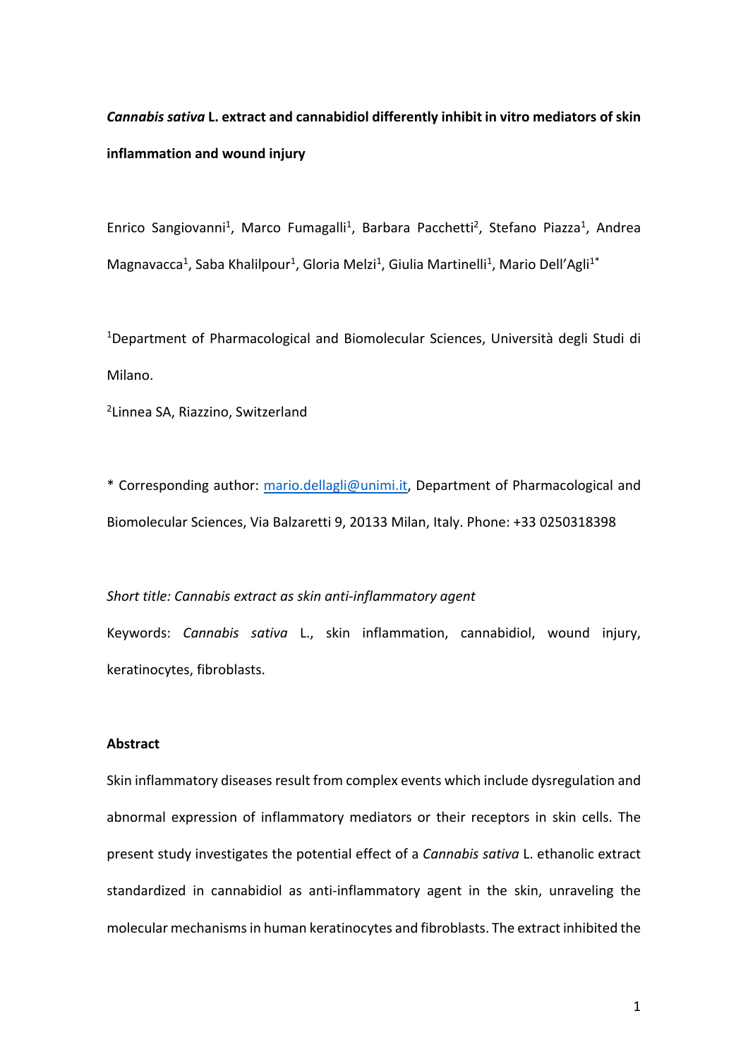# *Cannabis sativa* L. extract and cannabidiol differently inhibit in vitro mediators of skin inflammation and wound injury

Enrico Sangiovanni[1], Marco Fumagalli[1], Barbara Pacchetti[2], Stefano Piazza[1], Andrea Magnavacca[1], Saba Khalilpour[1], Gloria Melzi[1], Giulia Martinelli[1], Mario Dell'Agli[1*]

[1]Department of Pharmacological and Biomolecular Sciences, Università degli Studi di Milano.

[2]Linnea SA, Riazzino, Switzerland

\* Corresponding author: mario.dellagli@unimi.it, Department of Pharmacological and Biomolecular Sciences, Via Balzaretti 9, 20133 Milan, Italy. Phone: +33 0250318398

*Short title: Cannabis extract as skin anti-inflammatory agent*

Keywords: *Cannabis sativa* L., skin inflammation, cannabidiol, wound injury, keratinocytes, fibroblasts.

## Abstract

Skin inflammatory diseases result from complex events which include dysregulation and abnormal expression of inflammatory mediators or their receptors in skin cells. The present study investigates the potential effect of a *Cannabis sativa* L. ethanolic extract standardized in cannabidiol as anti-inflammatory agent in the skin, unraveling the molecular mechanisms in human keratinocytes and fibroblasts. The extract inhibited the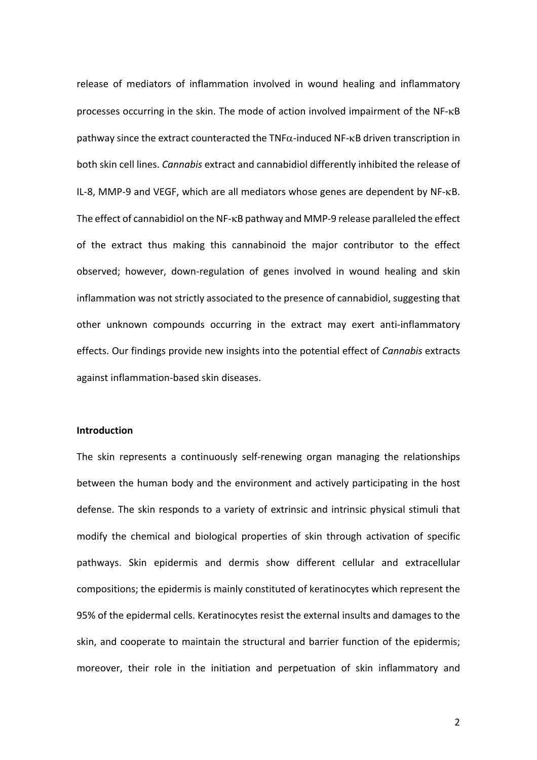release of mediators of inflammation involved in wound healing and inflammatory processes occurring in the skin. The mode of action involved impairment of the NF-κB pathway since the extract counteracted the TNFα-induced NF-κB driven transcription in both skin cell lines. *Cannabis* extract and cannabidiol differently inhibited the release of IL-8, MMP-9 and VEGF, which are all mediators whose genes are dependent by NF-κB. The effect of cannabidiol on the NF-κB pathway and MMP-9 release paralleled the effect of the extract thus making this cannabinoid the major contributor to the effect observed; however, down-regulation of genes involved in wound healing and skin inflammation was not strictly associated to the presence of cannabidiol, suggesting that other unknown compounds occurring in the extract may exert anti-inflammatory effects. Our findings provide new insights into the potential effect of *Cannabis* extracts against inflammation-based skin diseases.

**Introduction**

The skin represents a continuously self-renewing organ managing the relationships between the human body and the environment and actively participating in the host defense. The skin responds to a variety of extrinsic and intrinsic physical stimuli that modify the chemical and biological properties of skin through activation of specific pathways. Skin epidermis and dermis show different cellular and extracellular compositions; the epidermis is mainly constituted of keratinocytes which represent the 95% of the epidermal cells. Keratinocytes resist the external insults and damages to the skin, and cooperate to maintain the structural and barrier function of the epidermis; moreover, their role in the initiation and perpetuation of skin inflammatory and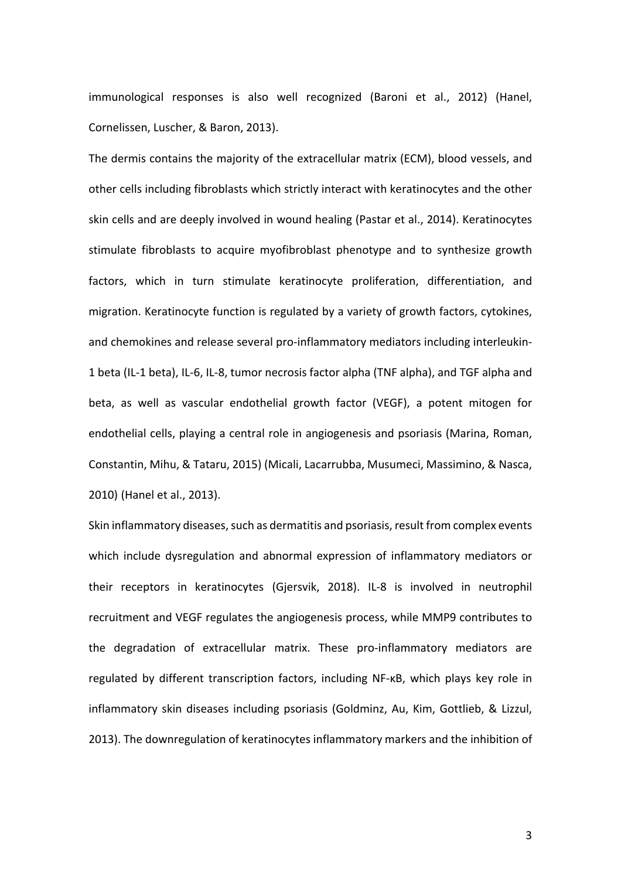immunological responses is also well recognized (Baroni et al., 2012) (Hanel, Cornelissen, Luscher, & Baron, 2013).

The dermis contains the majority of the extracellular matrix (ECM), blood vessels, and other cells including fibroblasts which strictly interact with keratinocytes and the other skin cells and are deeply involved in wound healing (Pastar et al., 2014). Keratinocytes stimulate fibroblasts to acquire myofibroblast phenotype and to synthesize growth factors, which in turn stimulate keratinocyte proliferation, differentiation, and migration. Keratinocyte function is regulated by a variety of growth factors, cytokines, and chemokines and release several pro-inflammatory mediators including interleukin-1 beta (IL-1 beta), IL-6, IL-8, tumor necrosis factor alpha (TNF alpha), and TGF alpha and beta, as well as vascular endothelial growth factor (VEGF), a potent mitogen for endothelial cells, playing a central role in angiogenesis and psoriasis (Marina, Roman, Constantin, Mihu, & Tataru, 2015) (Micali, Lacarrubba, Musumeci, Massimino, & Nasca, 2010) (Hanel et al., 2013).

Skin inflammatory diseases, such as dermatitis and psoriasis, result from complex events which include dysregulation and abnormal expression of inflammatory mediators or their receptors in keratinocytes (Gjersvik, 2018). IL-8 is involved in neutrophil recruitment and VEGF regulates the angiogenesis process, while MMP9 contributes to the degradation of extracellular matrix. These pro-inflammatory mediators are regulated by different transcription factors, including NF-κB, which plays key role in inflammatory skin diseases including psoriasis (Goldminz, Au, Kim, Gottlieb, & Lizzul, 2013). The downregulation of keratinocytes inflammatory markers and the inhibition of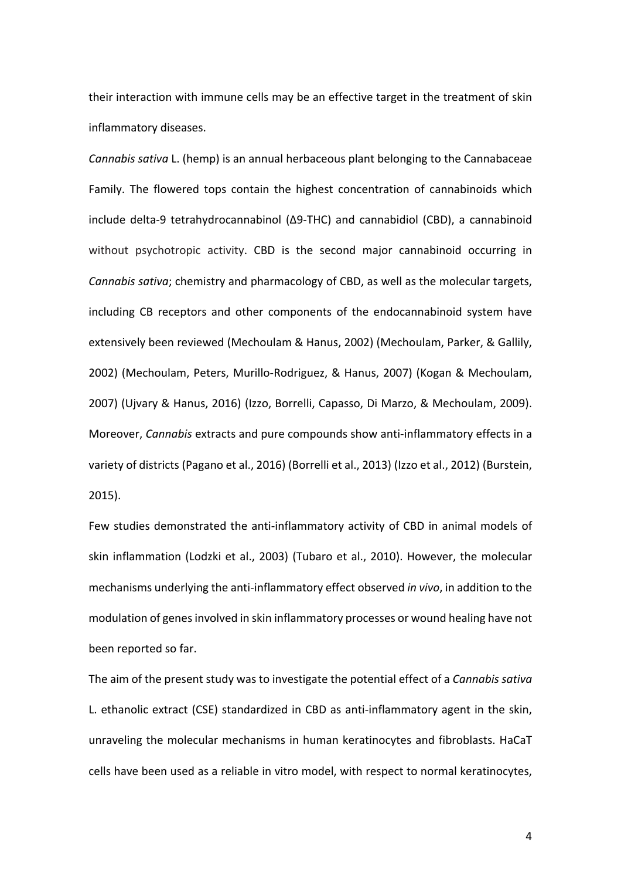their interaction with immune cells may be an effective target in the treatment of skin inflammatory diseases.

*Cannabis sativa* L. (hemp) is an annual herbaceous plant belonging to the Cannabaceae Family. The flowered tops contain the highest concentration of cannabinoids which include delta-9 tetrahydrocannabinol (Δ9-THC) and cannabidiol (CBD), a cannabinoid without psychotropic activity. CBD is the second major cannabinoid occurring in *Cannabis sativa*; chemistry and pharmacology of CBD, as well as the molecular targets, including CB receptors and other components of the endocannabinoid system have extensively been reviewed (Mechoulam & Hanus, 2002) (Mechoulam, Parker, & Gallily, 2002) (Mechoulam, Peters, Murillo-Rodriguez, & Hanus, 2007) (Kogan & Mechoulam, 2007) (Ujvary & Hanus, 2016) (Izzo, Borrelli, Capasso, Di Marzo, & Mechoulam, 2009). Moreover, *Cannabis* extracts and pure compounds show anti-inflammatory effects in a variety of districts (Pagano et al., 2016) (Borrelli et al., 2013) (Izzo et al., 2012) (Burstein, 2015).

Few studies demonstrated the anti-inflammatory activity of CBD in animal models of skin inflammation (Lodzki et al., 2003) (Tubaro et al., 2010). However, the molecular mechanisms underlying the anti-inflammatory effect observed *in vivo*, in addition to the modulation of genes involved in skin inflammatory processes or wound healing have not been reported so far.

The aim of the present study was to investigate the potential effect of a *Cannabis sativa* L. ethanolic extract (CSE) standardized in CBD as anti-inflammatory agent in the skin, unraveling the molecular mechanisms in human keratinocytes and fibroblasts. HaCaT cells have been used as a reliable in vitro model, with respect to normal keratinocytes,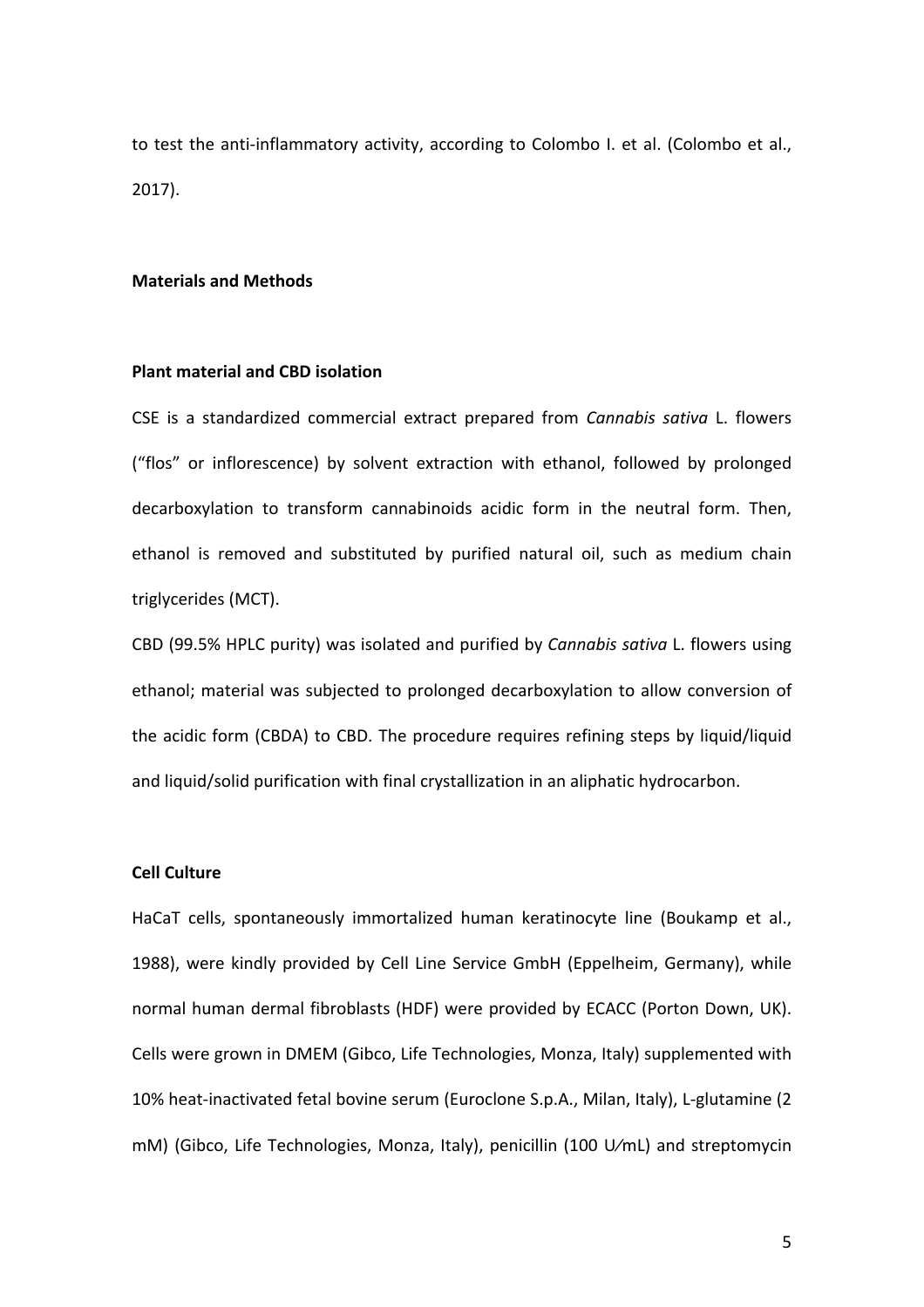to test the anti-inflammatory activity, according to Colombo I. et al. (Colombo et al., 2017).

## Materials and Methods

### Plant material and CBD isolation

CSE is a standardized commercial extract prepared from *Cannabis sativa* L. flowers ("flos" or inflorescence) by solvent extraction with ethanol, followed by prolonged decarboxylation to transform cannabinoids acidic form in the neutral form. Then, ethanol is removed and substituted by purified natural oil, such as medium chain triglycerides (MCT).

CBD (99.5% HPLC purity) was isolated and purified by *Cannabis sativa* L. flowers using ethanol; material was subjected to prolonged decarboxylation to allow conversion of the acidic form (CBDA) to CBD. The procedure requires refining steps by liquid/liquid and liquid/solid purification with final crystallization in an aliphatic hydrocarbon.

### Cell Culture

HaCaT cells, spontaneously immortalized human keratinocyte line (Boukamp et al., 1988), were kindly provided by Cell Line Service GmbH (Eppelheim, Germany), while normal human dermal fibroblasts (HDF) were provided by ECACC (Porton Down, UK). Cells were grown in DMEM (Gibco, Life Technologies, Monza, Italy) supplemented with 10% heat-inactivated fetal bovine serum (Euroclone S.p.A., Milan, Italy), L-glutamine (2 mM) (Gibco, Life Technologies, Monza, Italy), penicillin (100 U/mL) and streptomycin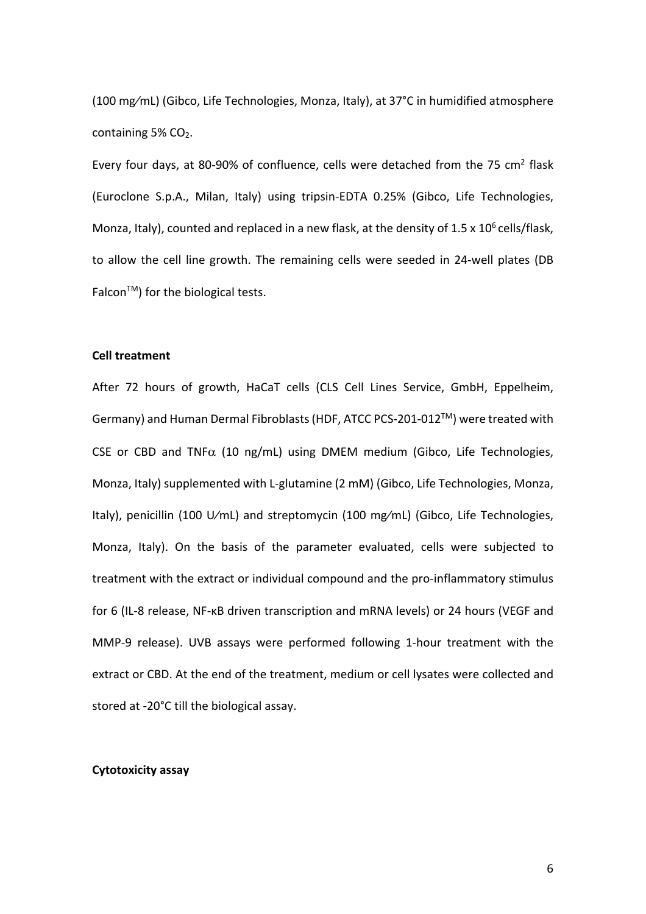(100 mg/mL) (Gibco, Life Technologies, Monza, Italy), at 37°C in humidified atmosphere containing 5% $CO_2$.

Every four days, at 80-90% of confluence, cells were detached from the 75 $cm^2$ flask (Euroclone S.p.A., Milan, Italy) using tripsin-EDTA 0.25% (Gibco, Life Technologies, Monza, Italy), counted and replaced in a new flask, at the density of 1.5 x $10^6$ cells/flask, to allow the cell line growth. The remaining cells were seeded in 24-well plates (DB Falcon™) for the biological tests.

**Cell treatment**

After 72 hours of growth, HaCaT cells (CLS Cell Lines Service, GmbH, Eppelheim, Germany) and Human Dermal Fibroblasts (HDF, ATCC PCS-201-012™) were treated with CSE or CBD and TNF$\alpha$ (10 ng/mL) using DMEM medium (Gibco, Life Technologies, Monza, Italy) supplemented with L-glutamine (2 mM) (Gibco, Life Technologies, Monza, Italy), penicillin (100 U/mL) and streptomycin (100 mg/mL) (Gibco, Life Technologies, Monza, Italy). On the basis of the parameter evaluated, cells were subjected to treatment with the extract or individual compound and the pro-inflammatory stimulus for 6 (IL-8 release, NF-κB driven transcription and mRNA levels) or 24 hours (VEGF and MMP-9 release). UVB assays were performed following 1-hour treatment with the extract or CBD. At the end of the treatment, medium or cell lysates were collected and stored at -20°C till the biological assay.

**Cytotoxicity assay**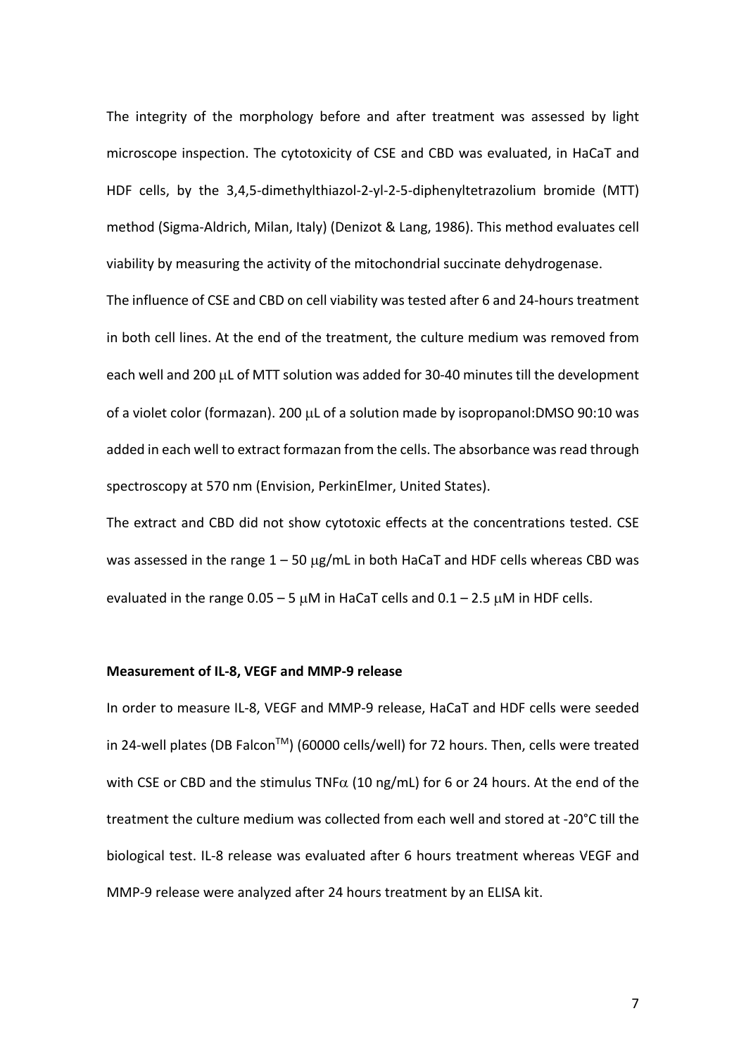The integrity of the morphology before and after treatment was assessed by light microscope inspection. The cytotoxicity of CSE and CBD was evaluated, in HaCaT and HDF cells, by the 3,4,5-dimethylthiazol-2-yl-2-5-diphenyltetrazolium bromide (MTT) method (Sigma-Aldrich, Milan, Italy) (Denizot & Lang, 1986). This method evaluates cell viability by measuring the activity of the mitochondrial succinate dehydrogenase.

The influence of CSE and CBD on cell viability was tested after 6 and 24-hours treatment in both cell lines. At the end of the treatment, the culture medium was removed from each well and 200 μL of MTT solution was added for 30-40 minutes till the development of a violet color (formazan). 200 μL of a solution made by isopropanol:DMSO 90:10 was added in each well to extract formazan from the cells. The absorbance was read through spectroscopy at 570 nm (Envision, PerkinElmer, United States).

The extract and CBD did not show cytotoxic effects at the concentrations tested. CSE was assessed in the range 1 – 50 μg/mL in both HaCaT and HDF cells whereas CBD was evaluated in the range 0.05 – 5 μM in HaCaT cells and 0.1 – 2.5 μM in HDF cells.

**Measurement of IL-8, VEGF and MMP-9 release**

In order to measure IL-8, VEGF and MMP-9 release, HaCaT and HDF cells were seeded in 24-well plates (DB Falcon™) (60000 cells/well) for 72 hours. Then, cells were treated with CSE or CBD and the stimulus TNFα (10 ng/mL) for 6 or 24 hours. At the end of the treatment the culture medium was collected from each well and stored at -20°C till the biological test. IL-8 release was evaluated after 6 hours treatment whereas VEGF and MMP-9 release were analyzed after 24 hours treatment by an ELISA kit.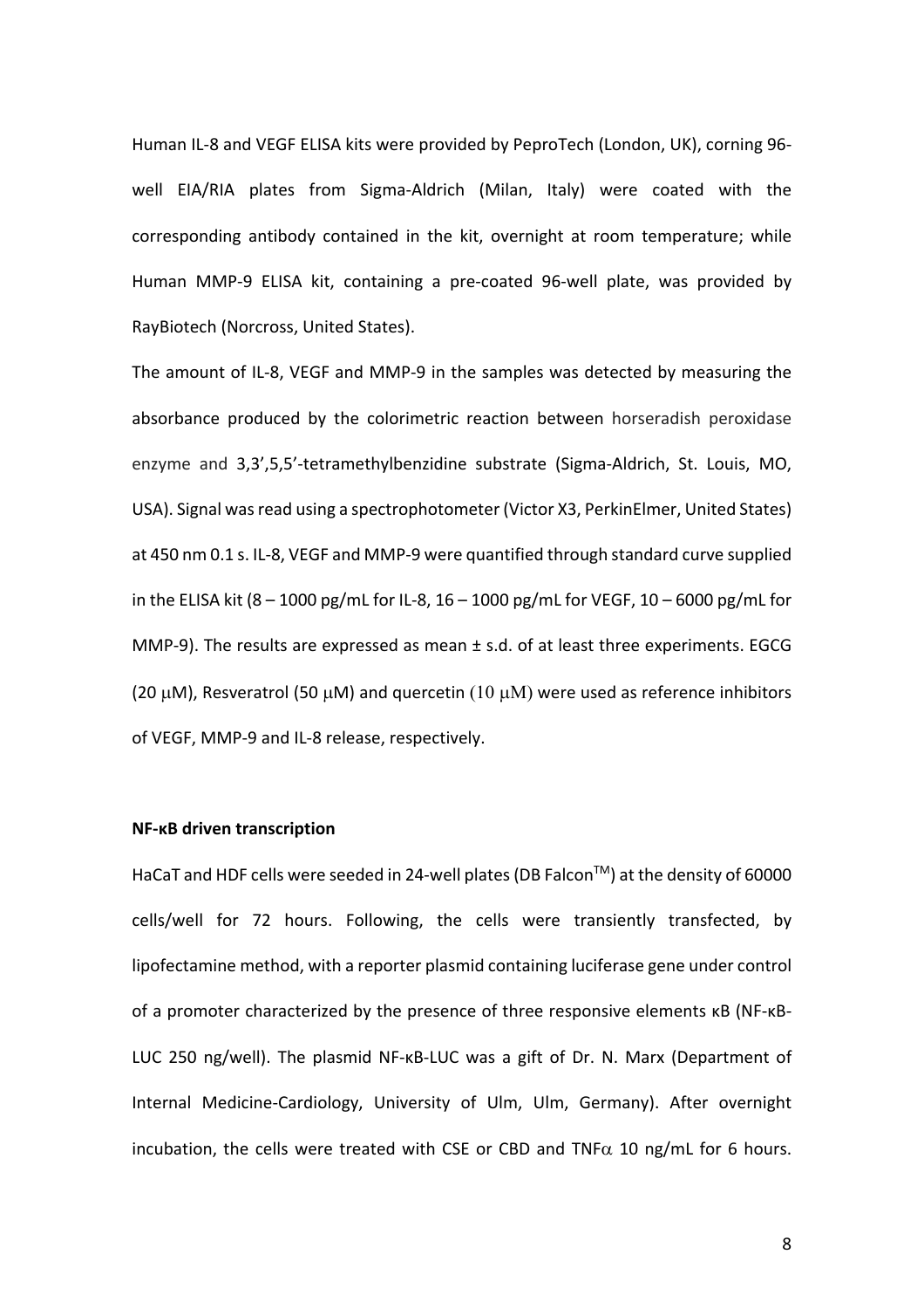Human IL-8 and VEGF ELISA kits were provided by PeproTech (London, UK), corning 96-well EIA/RIA plates from Sigma-Aldrich (Milan, Italy) were coated with the corresponding antibody contained in the kit, overnight at room temperature; while Human MMP-9 ELISA kit, containing a pre-coated 96-well plate, was provided by RayBiotech (Norcross, United States).

The amount of IL-8, VEGF and MMP-9 in the samples was detected by measuring the absorbance produced by the colorimetric reaction between horseradish peroxidase enzyme and 3,3',5,5'-tetramethylbenzidine substrate (Sigma-Aldrich, St. Louis, MO, USA). Signal was read using a spectrophotometer (Victor X3, PerkinElmer, United States) at 450 nm 0.1 s. IL-8, VEGF and MMP-9 were quantified through standard curve supplied in the ELISA kit (8 – 1000 pg/mL for IL-8, 16 – 1000 pg/mL for VEGF, 10 – 6000 pg/mL for MMP-9). The results are expressed as mean ± s.d. of at least three experiments. EGCG (20 μM), Resveratrol (50 μM) and quercetin (10 μM) were used as reference inhibitors of VEGF, MMP-9 and IL-8 release, respectively.

**NF-κB driven transcription**

HaCaT and HDF cells were seeded in 24-well plates (DB Falcon™) at the density of 60000 cells/well for 72 hours. Following, the cells were transiently transfected, by lipofectamine method, with a reporter plasmid containing luciferase gene under control of a promoter characterized by the presence of three responsive elements κB (NF-κB-LUC 250 ng/well). The plasmid NF-κB-LUC was a gift of Dr. N. Marx (Department of Internal Medicine-Cardiology, University of Ulm, Ulm, Germany). After overnight incubation, the cells were treated with CSE or CBD and TNFα 10 ng/mL for 6 hours.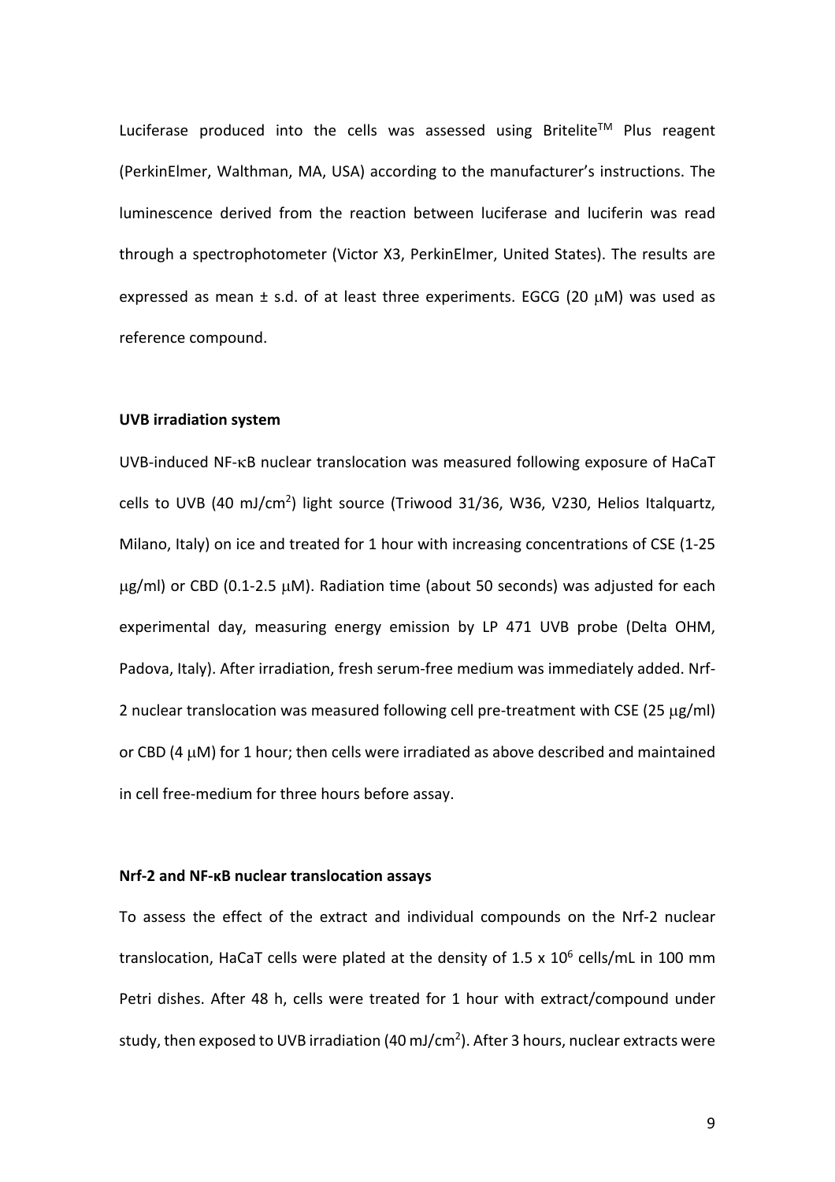Luciferase produced into the cells was assessed using Britelite$^{TM}$ Plus reagent (PerkinElmer, Walthman, MA, USA) according to the manufacturer's instructions. The luminescence derived from the reaction between luciferase and luciferin was read through a spectrophotometer (Victor X3, PerkinElmer, United States). The results are expressed as mean ± s.d. of at least three experiments. EGCG (20 $\mu$M) was used as reference compound.

**UVB irradiation system**

UVB-induced NF-$\kappa$B nuclear translocation was measured following exposure of HaCaT cells to UVB (40 mJ/cm$^2$) light source (Triwood 31/36, W36, V230, Helios Italquartz, Milano, Italy) on ice and treated for 1 hour with increasing concentrations of CSE (1-25 $\mu$g/ml) or CBD (0.1-2.5 $\mu$M). Radiation time (about 50 seconds) was adjusted for each experimental day, measuring energy emission by LP 471 UVB probe (Delta OHM, Padova, Italy). After irradiation, fresh serum-free medium was immediately added. Nrf-2 nuclear translocation was measured following cell pre-treatment with CSE (25 $\mu$g/ml) or CBD (4 $\mu$M) for 1 hour; then cells were irradiated as above described and maintained in cell free-medium for three hours before assay.

**Nrf-2 and NF-κB nuclear translocation assays**

To assess the effect of the extract and individual compounds on the Nrf-2 nuclear translocation, HaCaT cells were plated at the density of 1.5 x 10$^6$ cells/mL in 100 mm Petri dishes. After 48 h, cells were treated for 1 hour with extract/compound under study, then exposed to UVB irradiation (40 mJ/cm$^2$). After 3 hours, nuclear extracts were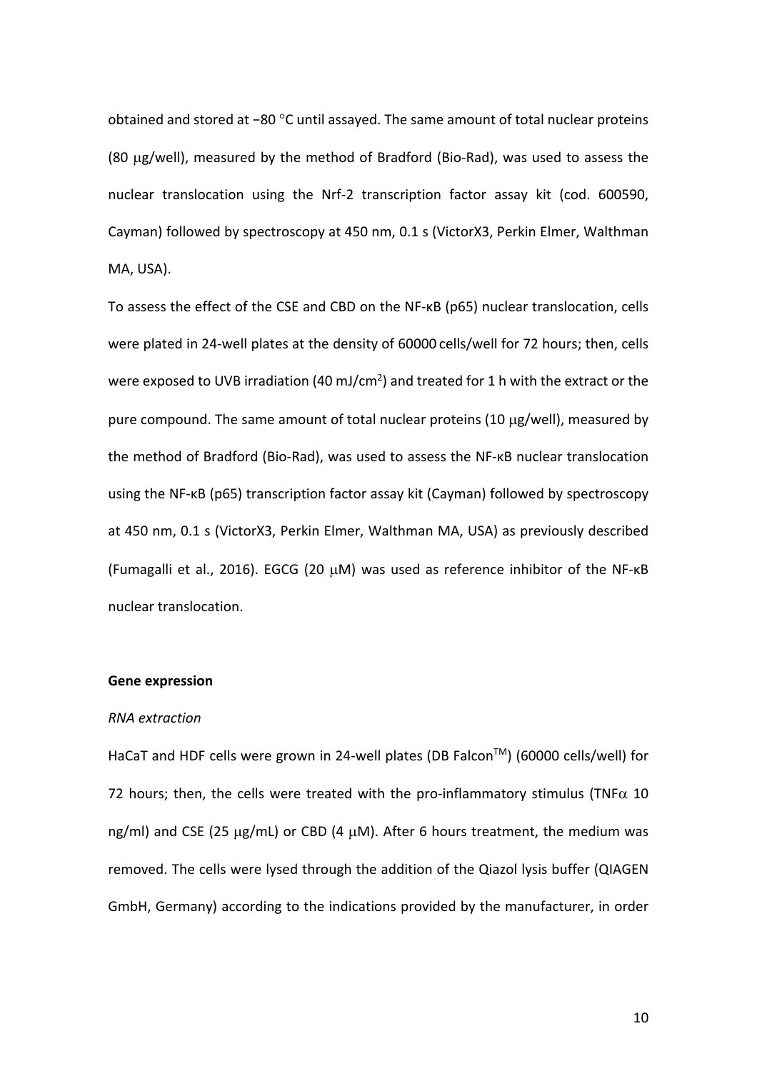obtained and stored at −80 °C until assayed. The same amount of total nuclear proteins (80 μg/well), measured by the method of Bradford (Bio-Rad), was used to assess the nuclear translocation using the Nrf-2 transcription factor assay kit (cod. 600590, Cayman) followed by spectroscopy at 450 nm, 0.1 s (VictorX3, Perkin Elmer, Walthman MA, USA).

To assess the effect of the CSE and CBD on the NF-κB (p65) nuclear translocation, cells were plated in 24-well plates at the density of 60000 cells/well for 72 hours; then, cells were exposed to UVB irradiation (40 mJ/cm$^2$) and treated for 1 h with the extract or the pure compound. The same amount of total nuclear proteins (10 μg/well), measured by the method of Bradford (Bio-Rad), was used to assess the NF-κB nuclear translocation using the NF-κB (p65) transcription factor assay kit (Cayman) followed by spectroscopy at 450 nm, 0.1 s (VictorX3, Perkin Elmer, Walthman MA, USA) as previously described (Fumagalli et al., 2016). EGCG (20 μM) was used as reference inhibitor of the NF-κB nuclear translocation.

**Gene expression**

*RNA extraction*

HaCaT and HDF cells were grown in 24-well plates (DB Falcon™) (60000 cells/well) for 72 hours; then, the cells were treated with the pro-inflammatory stimulus (TNFα 10 ng/ml) and CSE (25 μg/mL) or CBD (4 μM). After 6 hours treatment, the medium was removed. The cells were lysed through the addition of the Qiazol lysis buffer (QIAGEN GmbH, Germany) according to the indications provided by the manufacturer, in order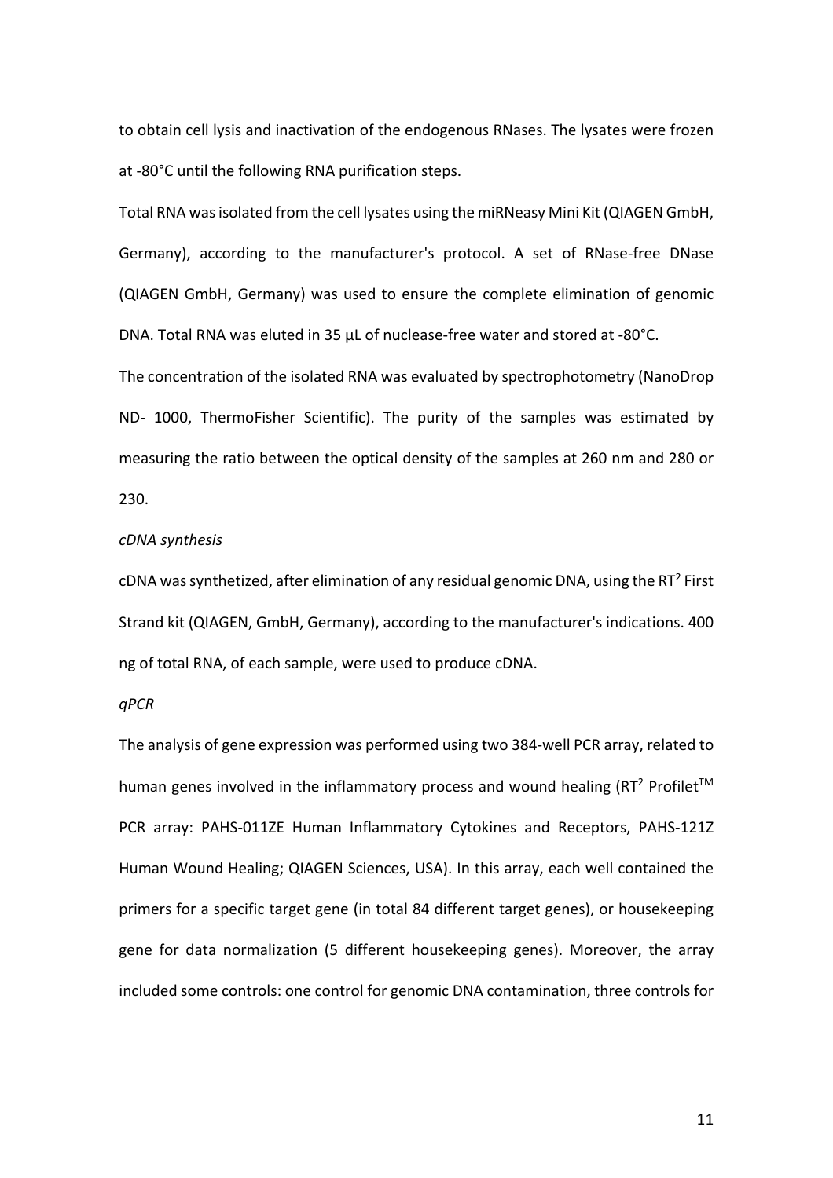to obtain cell lysis and inactivation of the endogenous RNases. The lysates were frozen at -80°C until the following RNA purification steps.

Total RNA was isolated from the cell lysates using the miRNeasy Mini Kit (QIAGEN GmbH, Germany), according to the manufacturer's protocol. A set of RNase-free DNase (QIAGEN GmbH, Germany) was used to ensure the complete elimination of genomic DNA. Total RNA was eluted in 35 µL of nuclease-free water and stored at -80°C.

The concentration of the isolated RNA was evaluated by spectrophotometry (NanoDrop ND- 1000, ThermoFisher Scientific). The purity of the samples was estimated by measuring the ratio between the optical density of the samples at 260 nm and 280 or 230.

*cDNA synthesis*

cDNA was synthetized, after elimination of any residual genomic DNA, using the RT$^2$ First Strand kit (QIAGEN, GmbH, Germany), according to the manufacturer's indications. 400 ng of total RNA, of each sample, were used to produce cDNA.

*qPCR*

The analysis of gene expression was performed using two 384-well PCR array, related to human genes involved in the inflammatory process and wound healing (RT$^2$ Profilet$^{TM}$ PCR array: PAHS-011ZE Human Inflammatory Cytokines and Receptors, PAHS-121Z Human Wound Healing; QIAGEN Sciences, USA). In this array, each well contained the primers for a specific target gene (in total 84 different target genes), or housekeeping gene for data normalization (5 different housekeeping genes). Moreover, the array included some controls: one control for genomic DNA contamination, three controls for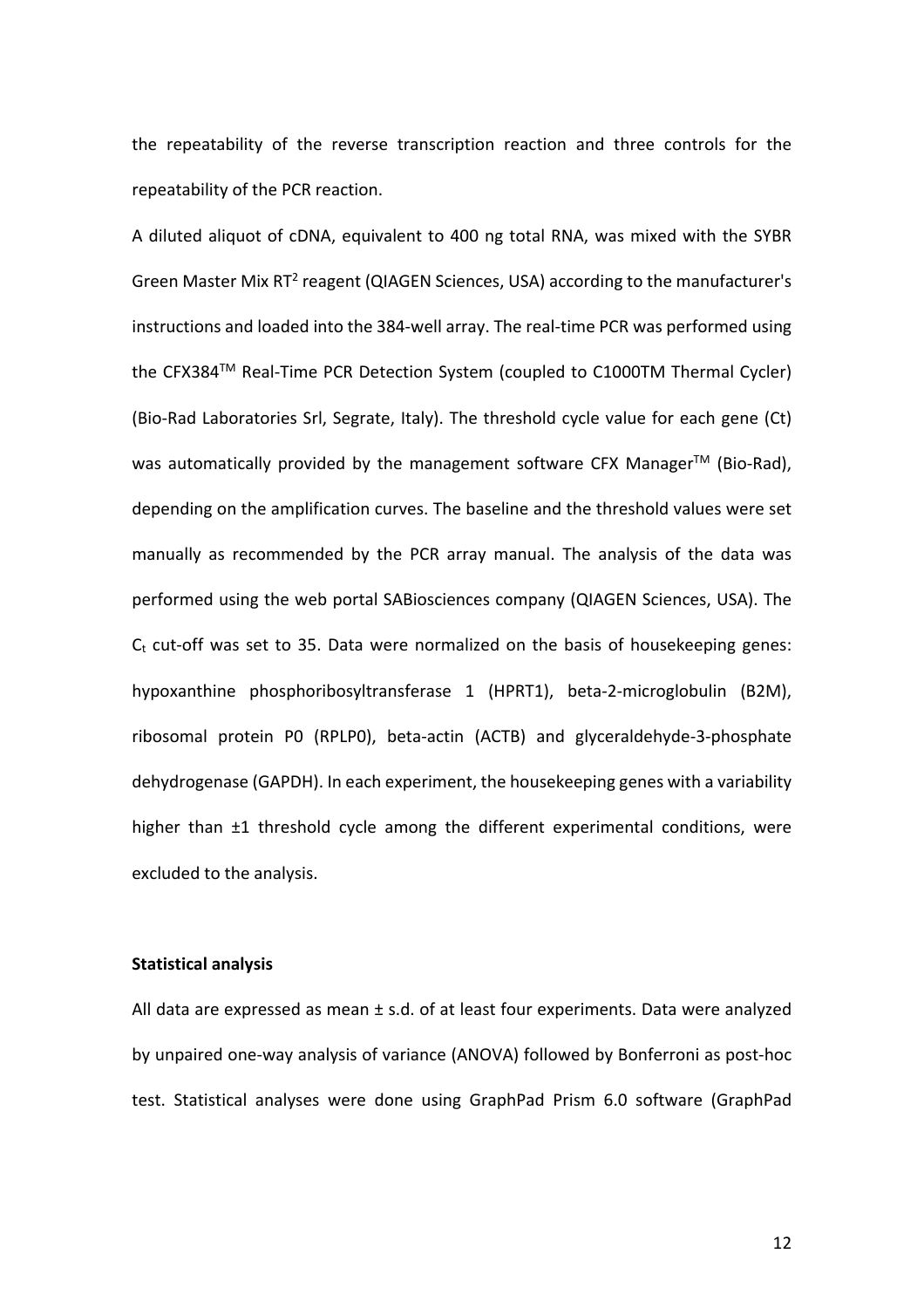the repeatability of the reverse transcription reaction and three controls for the repeatability of the PCR reaction.

A diluted aliquot of cDNA, equivalent to 400 ng total RNA, was mixed with the SYBR Green Master Mix RT$^2$ reagent (QIAGEN Sciences, USA) according to the manufacturer's instructions and loaded into the 384-well array. The real-time PCR was performed using the CFX384™ Real-Time PCR Detection System (coupled to C1000TM Thermal Cycler) (Bio-Rad Laboratories Srl, Segrate, Italy). The threshold cycle value for each gene (Ct) was automatically provided by the management software CFX Manager™ (Bio-Rad), depending on the amplification curves. The baseline and the threshold values were set manually as recommended by the PCR array manual. The analysis of the data was performed using the web portal SABiosciences company (QIAGEN Sciences, USA). The $C_t$ cut-off was set to 35. Data were normalized on the basis of housekeeping genes: hypoxanthine phosphoribosyltransferase 1 (HPRT1), beta-2-microglobulin (B2M), ribosomal protein P0 (RPLP0), beta-actin (ACTB) and glyceraldehyde-3-phosphate dehydrogenase (GAPDH). In each experiment, the housekeeping genes with a variability higher than ±1 threshold cycle among the different experimental conditions, were excluded to the analysis.

**Statistical analysis**

All data are expressed as mean ± s.d. of at least four experiments. Data were analyzed by unpaired one-way analysis of variance (ANOVA) followed by Bonferroni as post-hoc test. Statistical analyses were done using GraphPad Prism 6.0 software (GraphPad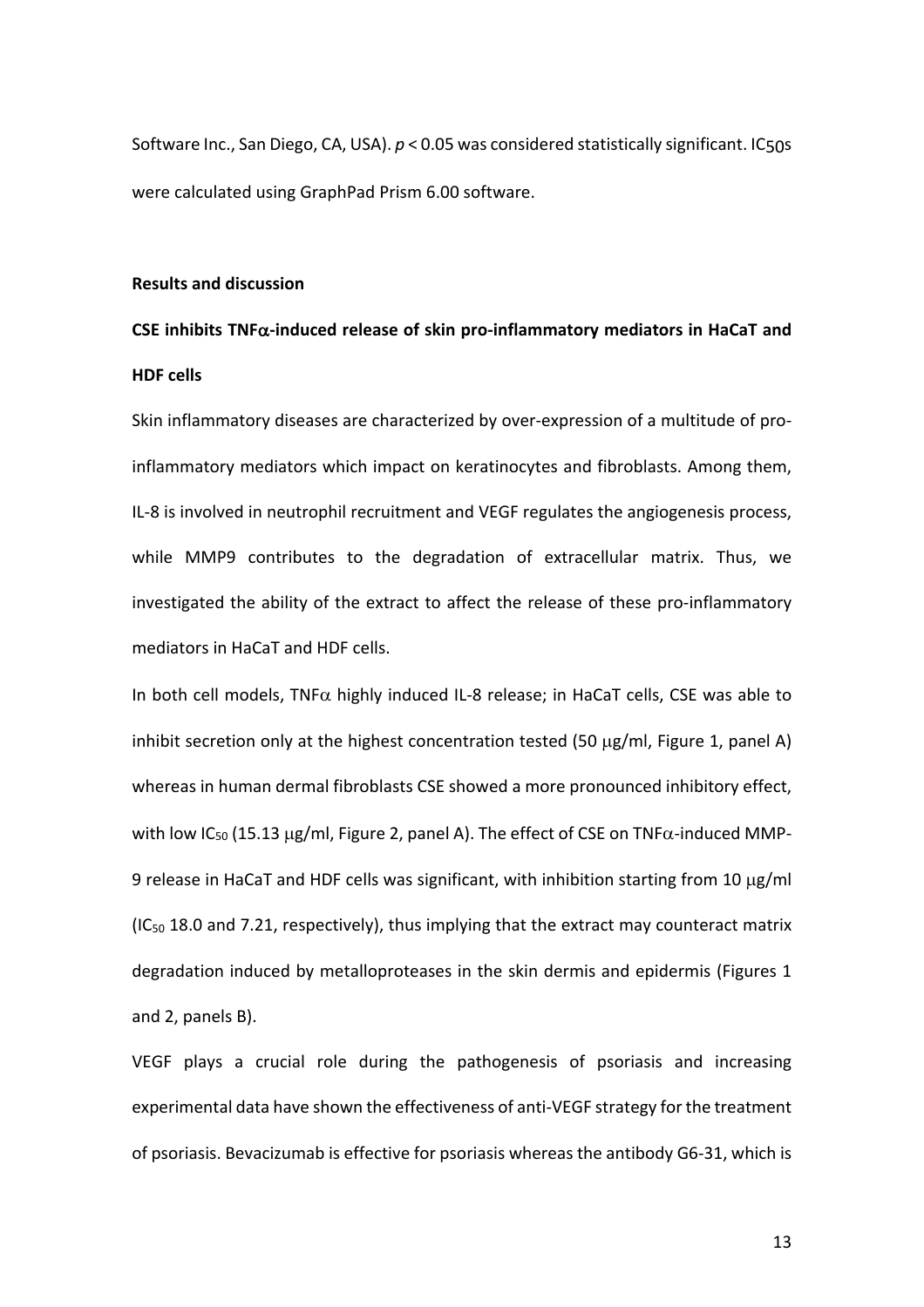Software Inc., San Diego, CA, USA). $p < 0.05$ was considered statistically significant. $IC_{50}$s were calculated using GraphPad Prism 6.00 software.

## Results and discussion

### CSE inhibits TNFα-induced release of skin pro-inflammatory mediators in HaCaT and HDF cells

Skin inflammatory diseases are characterized by over-expression of a multitude of pro-inflammatory mediators which impact on keratinocytes and fibroblasts. Among them, IL-8 is involved in neutrophil recruitment and VEGF regulates the angiogenesis process, while MMP9 contributes to the degradation of extracellular matrix. Thus, we investigated the ability of the extract to affect the release of these pro-inflammatory mediators in HaCaT and HDF cells.

In both cell models, TNFα highly induced IL-8 release; in HaCaT cells, CSE was able to inhibit secretion only at the highest concentration tested (50 μg/ml, Figure 1, panel A) whereas in human dermal fibroblasts CSE showed a more pronounced inhibitory effect, with low $IC_{50}$ (15.13 μg/ml, Figure 2, panel A). The effect of CSE on TNFα-induced MMP-9 release in HaCaT and HDF cells was significant, with inhibition starting from 10 μg/ml ($IC_{50}$ 18.0 and 7.21, respectively), thus implying that the extract may counteract matrix degradation induced by metalloproteases in the skin dermis and epidermis (Figures 1 and 2, panels B).

VEGF plays a crucial role during the pathogenesis of psoriasis and increasing experimental data have shown the effectiveness of anti-VEGF strategy for the treatment of psoriasis. Bevacizumab is effective for psoriasis whereas the antibody G6-31, which is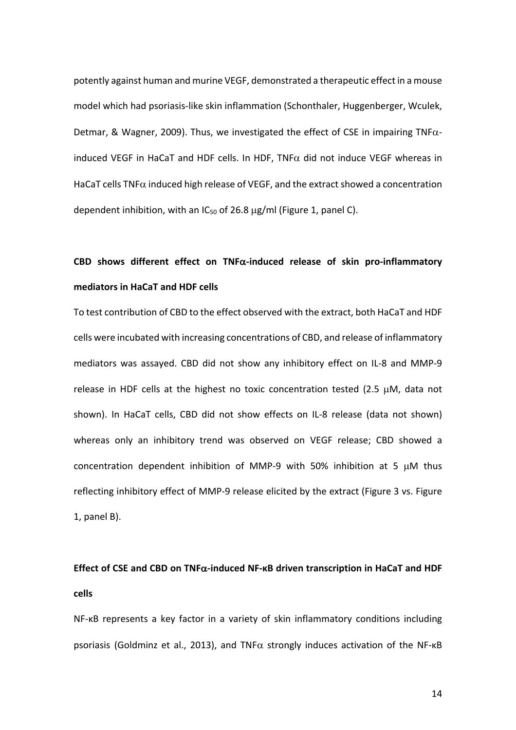potently against human and murine VEGF, demonstrated a therapeutic effect in a mouse model which had psoriasis-like skin inflammation (Schonthaler, Huggenberger, Wculek, Detmar, & Wagner, 2009). Thus, we investigated the effect of CSE in impairing TNF$\alpha$-induced VEGF in HaCaT and HDF cells. In HDF, TNF$\alpha$ did not induce VEGF whereas in HaCaT cells TNF$\alpha$ induced high release of VEGF, and the extract showed a concentration dependent inhibition, with an $IC_{50}$ of 26.8 $\mu$g/ml (Figure 1, panel C).

## CBD shows different effect on TNF$\alpha$-induced release of skin pro-inflammatory mediators in HaCaT and HDF cells

To test contribution of CBD to the effect observed with the extract, both HaCaT and HDF cells were incubated with increasing concentrations of CBD, and release of inflammatory mediators was assayed. CBD did not show any inhibitory effect on IL-8 and MMP-9 release in HDF cells at the highest no toxic concentration tested (2.5 $\mu$M, data not shown). In HaCaT cells, CBD did not show effects on IL-8 release (data not shown) whereas only an inhibitory trend was observed on VEGF release; CBD showed a concentration dependent inhibition of MMP-9 with 50% inhibition at 5 $\mu$M thus reflecting inhibitory effect of MMP-9 release elicited by the extract (Figure 3 vs. Figure 1, panel B).

## Effect of CSE and CBD on TNF$\alpha$-induced NF-κB driven transcription in HaCaT and HDF cells

NF-κB represents a key factor in a variety of skin inflammatory conditions including psoriasis (Goldminz et al., 2013), and TNF$\alpha$ strongly induces activation of the NF-κB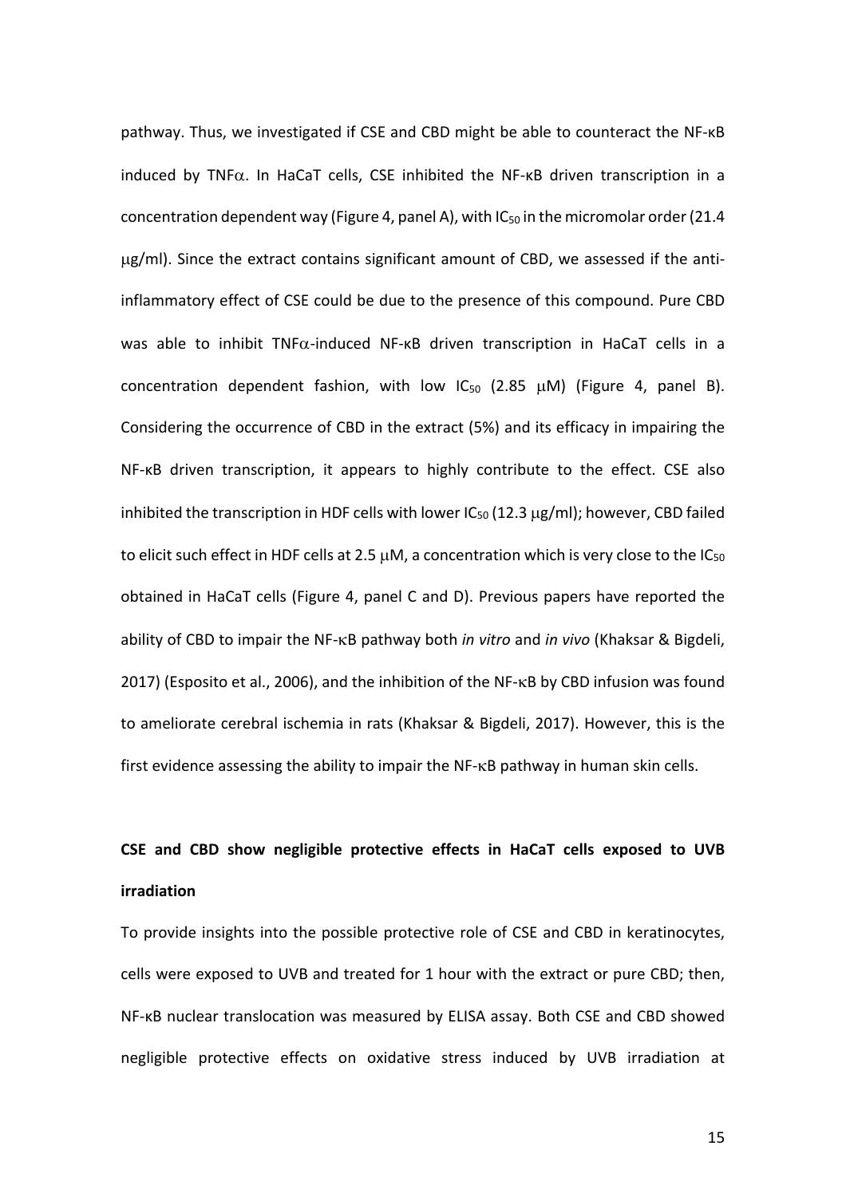pathway. Thus, we investigated if CSE and CBD might be able to counteract the NF-κB induced by TNFα. In HaCaT cells, CSE inhibited the NF-κB driven transcription in a concentration dependent way (Figure 4, panel A), with $IC_{50}$ in the micromolar order (21.4 μg/ml). Since the extract contains significant amount of CBD, we assessed if the anti-inflammatory effect of CSE could be due to the presence of this compound. Pure CBD was able to inhibit TNFα-induced NF-κB driven transcription in HaCaT cells in a concentration dependent fashion, with low $IC_{50}$ (2.85 μM) (Figure 4, panel B). Considering the occurrence of CBD in the extract (5%) and its efficacy in impairing the NF-κB driven transcription, it appears to highly contribute to the effect. CSE also inhibited the transcription in HDF cells with lower $IC_{50}$ (12.3 μg/ml); however, CBD failed to elicit such effect in HDF cells at 2.5 μM, a concentration which is very close to the $IC_{50}$ obtained in HaCaT cells (Figure 4, panel C and D). Previous papers have reported the ability of CBD to impair the NF-κB pathway both *in vitro* and *in vivo* (Khaksar & Bigdeli, 2017) (Esposito et al., 2006), and the inhibition of the NF-κB by CBD infusion was found to ameliorate cerebral ischemia in rats (Khaksar & Bigdeli, 2017). However, this is the first evidence assessing the ability to impair the NF-κB pathway in human skin cells.

## CSE and CBD show negligible protective effects in HaCaT cells exposed to UVB irradiation

To provide insights into the possible protective role of CSE and CBD in keratinocytes, cells were exposed to UVB and treated for 1 hour with the extract or pure CBD; then, NF-κB nuclear translocation was measured by ELISA assay. Both CSE and CBD showed negligible protective effects on oxidative stress induced by UVB irradiation at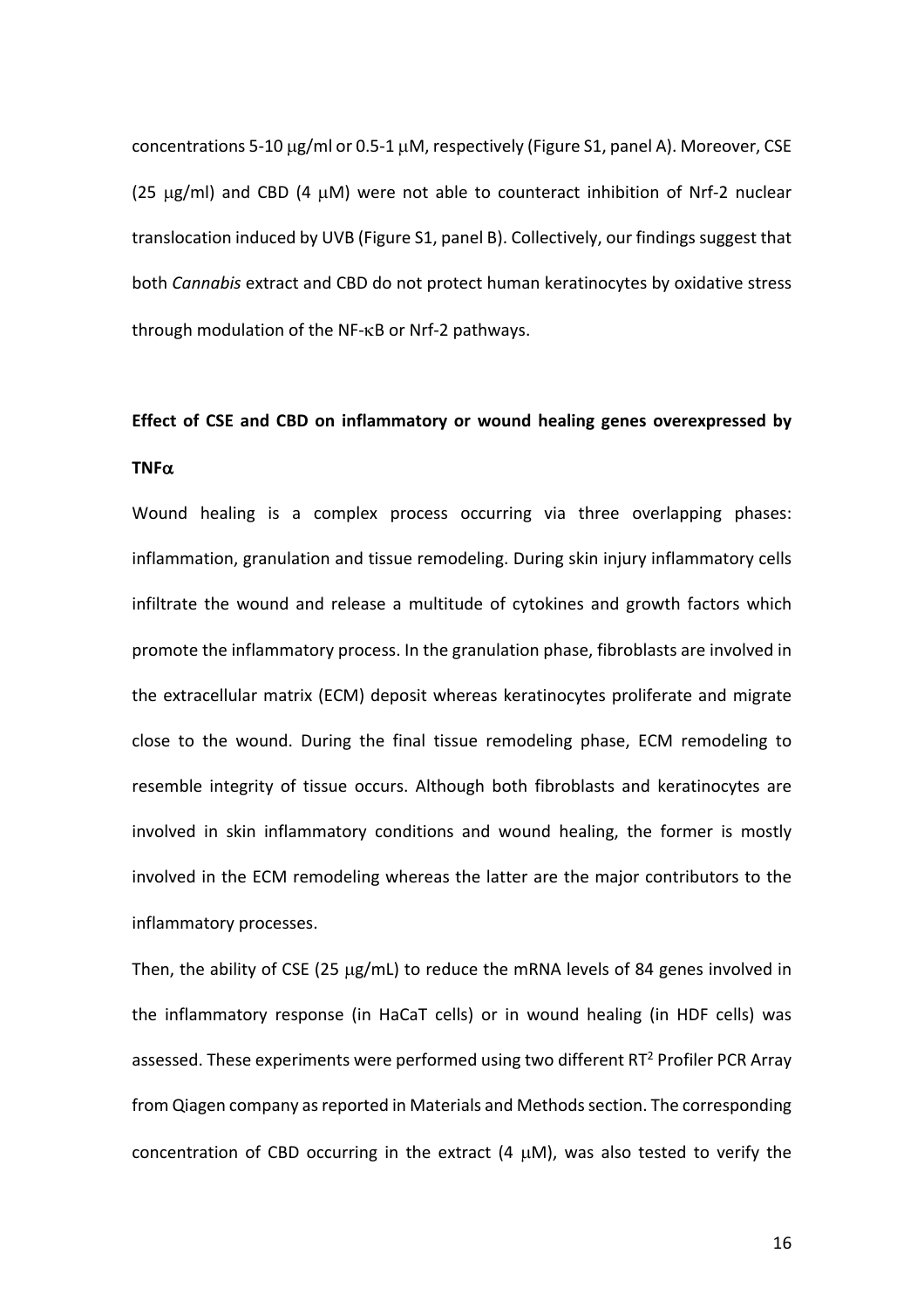concentrations 5-10 μg/ml or 0.5-1 μM, respectively (Figure S1, panel A). Moreover, CSE (25 μg/ml) and CBD (4 μM) were not able to counteract inhibition of Nrf-2 nuclear translocation induced by UVB (Figure S1, panel B). Collectively, our findings suggest that both *Cannabis* extract and CBD do not protect human keratinocytes by oxidative stress through modulation of the NF-κB or Nrf-2 pathways.

**Effect of CSE and CBD on inflammatory or wound healing genes overexpressed by TNFα**

Wound healing is a complex process occurring via three overlapping phases: inflammation, granulation and tissue remodeling. During skin injury inflammatory cells infiltrate the wound and release a multitude of cytokines and growth factors which promote the inflammatory process. In the granulation phase, fibroblasts are involved in the extracellular matrix (ECM) deposit whereas keratinocytes proliferate and migrate close to the wound. During the final tissue remodeling phase, ECM remodeling to resemble integrity of tissue occurs. Although both fibroblasts and keratinocytes are involved in skin inflammatory conditions and wound healing, the former is mostly involved in the ECM remodeling whereas the latter are the major contributors to the inflammatory processes.

Then, the ability of CSE (25 μg/mL) to reduce the mRNA levels of 84 genes involved in the inflammatory response (in HaCaT cells) or in wound healing (in HDF cells) was assessed. These experiments were performed using two different RT$^2$ Profiler PCR Array from Qiagen company as reported in Materials and Methods section. The corresponding concentration of CBD occurring in the extract (4 μM), was also tested to verify the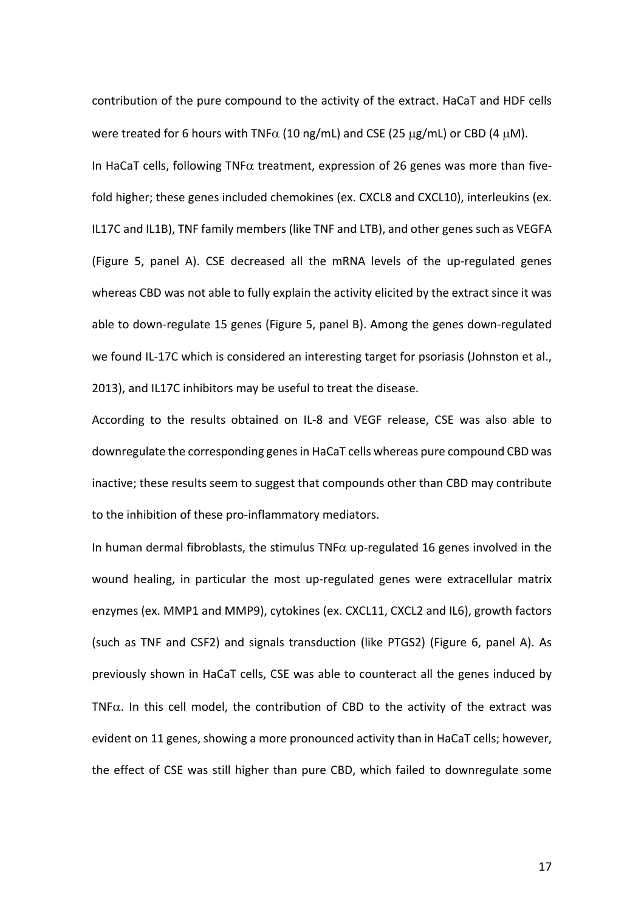contribution of the pure compound to the activity of the extract. HaCaT and HDF cells were treated for 6 hours with TNF$\alpha$ (10 ng/mL) and CSE (25 $\mu$g/mL) or CBD (4 $\mu$M).

In HaCaT cells, following TNF$\alpha$ treatment, expression of 26 genes was more than five-fold higher; these genes included chemokines (ex. CXCL8 and CXCL10), interleukins (ex. IL17C and IL1B), TNF family members (like TNF and LTB), and other genes such as VEGFA (Figure 5, panel A). CSE decreased all the mRNA levels of the up-regulated genes whereas CBD was not able to fully explain the activity elicited by the extract since it was able to down-regulate 15 genes (Figure 5, panel B). Among the genes down-regulated we found IL-17C which is considered an interesting target for psoriasis (Johnston et al., 2013), and IL17C inhibitors may be useful to treat the disease.

According to the results obtained on IL-8 and VEGF release, CSE was also able to downregulate the corresponding genes in HaCaT cells whereas pure compound CBD was inactive; these results seem to suggest that compounds other than CBD may contribute to the inhibition of these pro-inflammatory mediators.

In human dermal fibroblasts, the stimulus TNF$\alpha$ up-regulated 16 genes involved in the wound healing, in particular the most up-regulated genes were extracellular matrix enzymes (ex. MMP1 and MMP9), cytokines (ex. CXCL11, CXCL2 and IL6), growth factors (such as TNF and CSF2) and signals transduction (like PTGS2) (Figure 6, panel A). As previously shown in HaCaT cells, CSE was able to counteract all the genes induced by TNF$\alpha$. In this cell model, the contribution of CBD to the activity of the extract was evident on 11 genes, showing a more pronounced activity than in HaCaT cells; however, the effect of CSE was still higher than pure CBD, which failed to downregulate some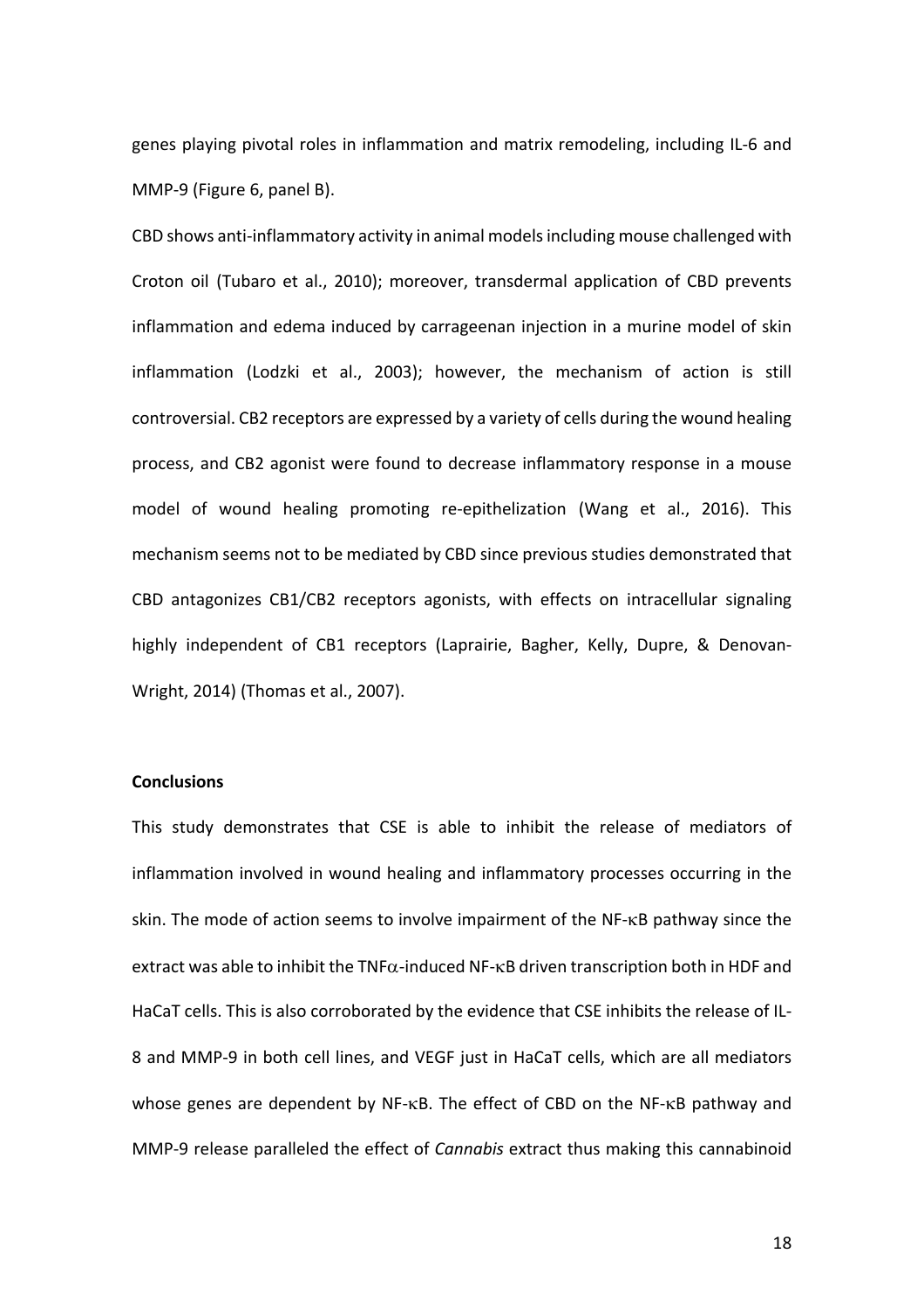genes playing pivotal roles in inflammation and matrix remodeling, including IL-6 and MMP-9 (Figure 6, panel B).

CBD shows anti-inflammatory activity in animal models including mouse challenged with Croton oil (Tubaro et al., 2010); moreover, transdermal application of CBD prevents inflammation and edema induced by carrageenan injection in a murine model of skin inflammation (Lodzki et al., 2003); however, the mechanism of action is still controversial. CB2 receptors are expressed by a variety of cells during the wound healing process, and CB2 agonist were found to decrease inflammatory response in a mouse model of wound healing promoting re-epithelization (Wang et al., 2016). This mechanism seems not to be mediated by CBD since previous studies demonstrated that CBD antagonizes CB1/CB2 receptors agonists, with effects on intracellular signaling highly independent of CB1 receptors (Laprairie, Bagher, Kelly, Dupre, & Denovan-Wright, 2014) (Thomas et al., 2007).

**Conclusions**

This study demonstrates that CSE is able to inhibit the release of mediators of inflammation involved in wound healing and inflammatory processes occurring in the skin. The mode of action seems to involve impairment of the NF-$\kappa$B pathway since the extract was able to inhibit the TNF$\alpha$-induced NF-$\kappa$B driven transcription both in HDF and HaCaT cells. This is also corroborated by the evidence that CSE inhibits the release of IL-8 and MMP-9 in both cell lines, and VEGF just in HaCaT cells, which are all mediators whose genes are dependent by NF-$\kappa$B. The effect of CBD on the NF-$\kappa$B pathway and MMP-9 release paralleled the effect of *Cannabis* extract thus making this cannabinoid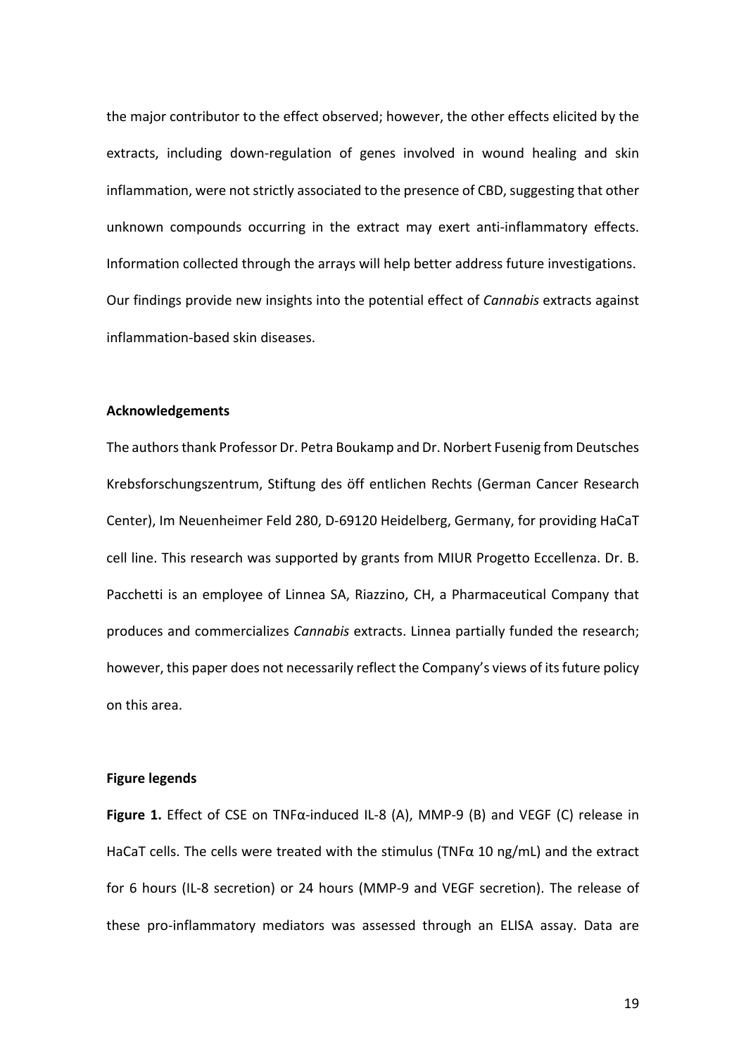the major contributor to the effect observed; however, the other effects elicited by the extracts, including down-regulation of genes involved in wound healing and skin inflammation, were not strictly associated to the presence of CBD, suggesting that other unknown compounds occurring in the extract may exert anti-inflammatory effects. Information collected through the arrays will help better address future investigations. Our findings provide new insights into the potential effect of *Cannabis* extracts against inflammation-based skin diseases.

**Acknowledgements**

The authors thank Professor Dr. Petra Boukamp and Dr. Norbert Fusenig from Deutsches Krebsforschungszentrum, Stiftung des öff entlichen Rechts (German Cancer Research Center), Im Neuenheimer Feld 280, D-69120 Heidelberg, Germany, for providing HaCaT cell line. This research was supported by grants from MIUR Progetto Eccellenza. Dr. B. Pacchetti is an employee of Linnea SA, Riazzino, CH, a Pharmaceutical Company that produces and commercializes *Cannabis* extracts. Linnea partially funded the research; however, this paper does not necessarily reflect the Company's views of its future policy on this area.

**Figure legends**

**Figure 1.** Effect of CSE on TNFα-induced IL-8 (A), MMP-9 (B) and VEGF (C) release in HaCaT cells. The cells were treated with the stimulus (TNFα 10 ng/mL) and the extract for 6 hours (IL-8 secretion) or 24 hours (MMP-9 and VEGF secretion). The release of these pro-inflammatory mediators was assessed through an ELISA assay. Data are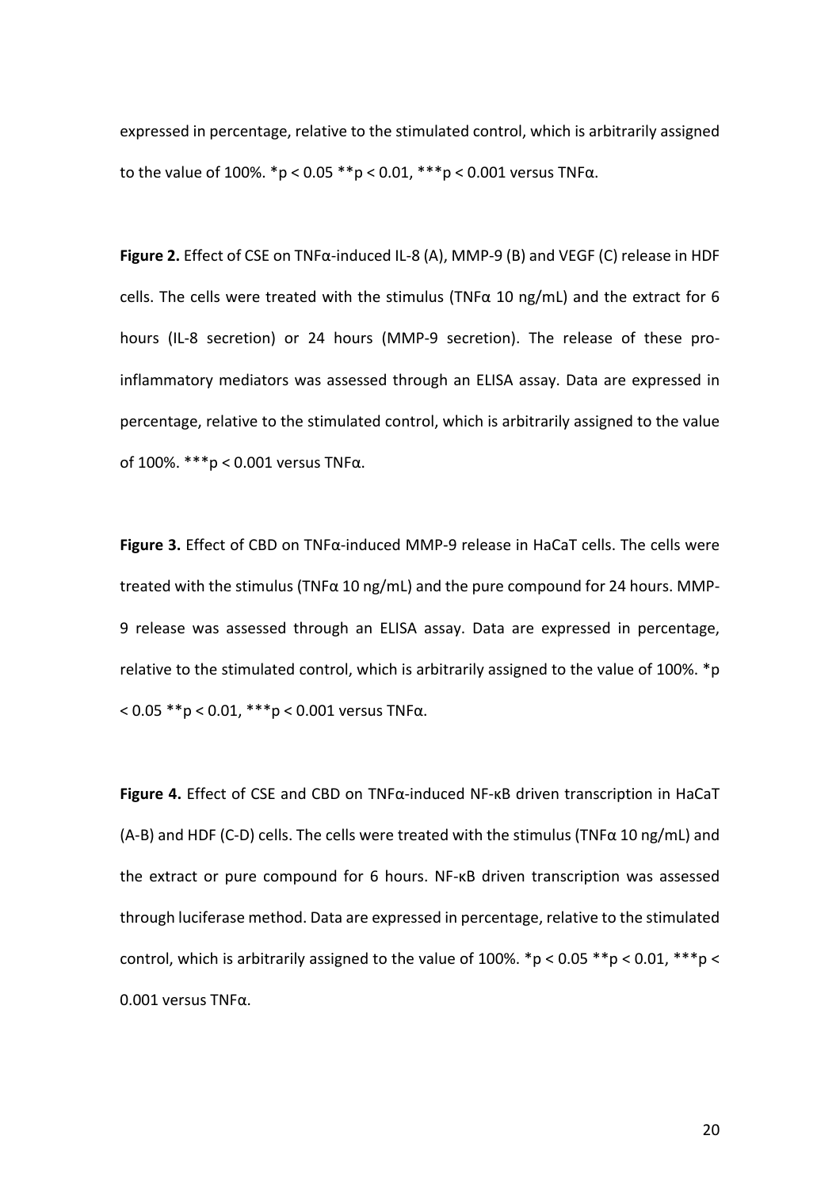expressed in percentage, relative to the stimulated control, which is arbitrarily assigned to the value of 100%. *p < 0.05 **p < 0.01, ***p < 0.001 versus TNFα.

**Figure 2.** Effect of CSE on TNFα-induced IL-8 (A), MMP-9 (B) and VEGF (C) release in HDF cells. The cells were treated with the stimulus (TNFα 10 ng/mL) and the extract for 6 hours (IL-8 secretion) or 24 hours (MMP-9 secretion). The release of these pro-inflammatory mediators was assessed through an ELISA assay. Data are expressed in percentage, relative to the stimulated control, which is arbitrarily assigned to the value of 100%. ***p < 0.001 versus TNFα.

**Figure 3.** Effect of CBD on TNFα-induced MMP-9 release in HaCaT cells. The cells were treated with the stimulus (TNFα 10 ng/mL) and the pure compound for 24 hours. MMP-9 release was assessed through an ELISA assay. Data are expressed in percentage, relative to the stimulated control, which is arbitrarily assigned to the value of 100%. *p < 0.05 **p < 0.01, ***p < 0.001 versus TNFα.

**Figure 4.** Effect of CSE and CBD on TNFα-induced NF-κB driven transcription in HaCaT (A-B) and HDF (C-D) cells. The cells were treated with the stimulus (TNFα 10 ng/mL) and the extract or pure compound for 6 hours. NF-κB driven transcription was assessed through luciferase method. Data are expressed in percentage, relative to the stimulated control, which is arbitrarily assigned to the value of 100%. *p < 0.05 **p < 0.01, ***p < 0.001 versus TNFα.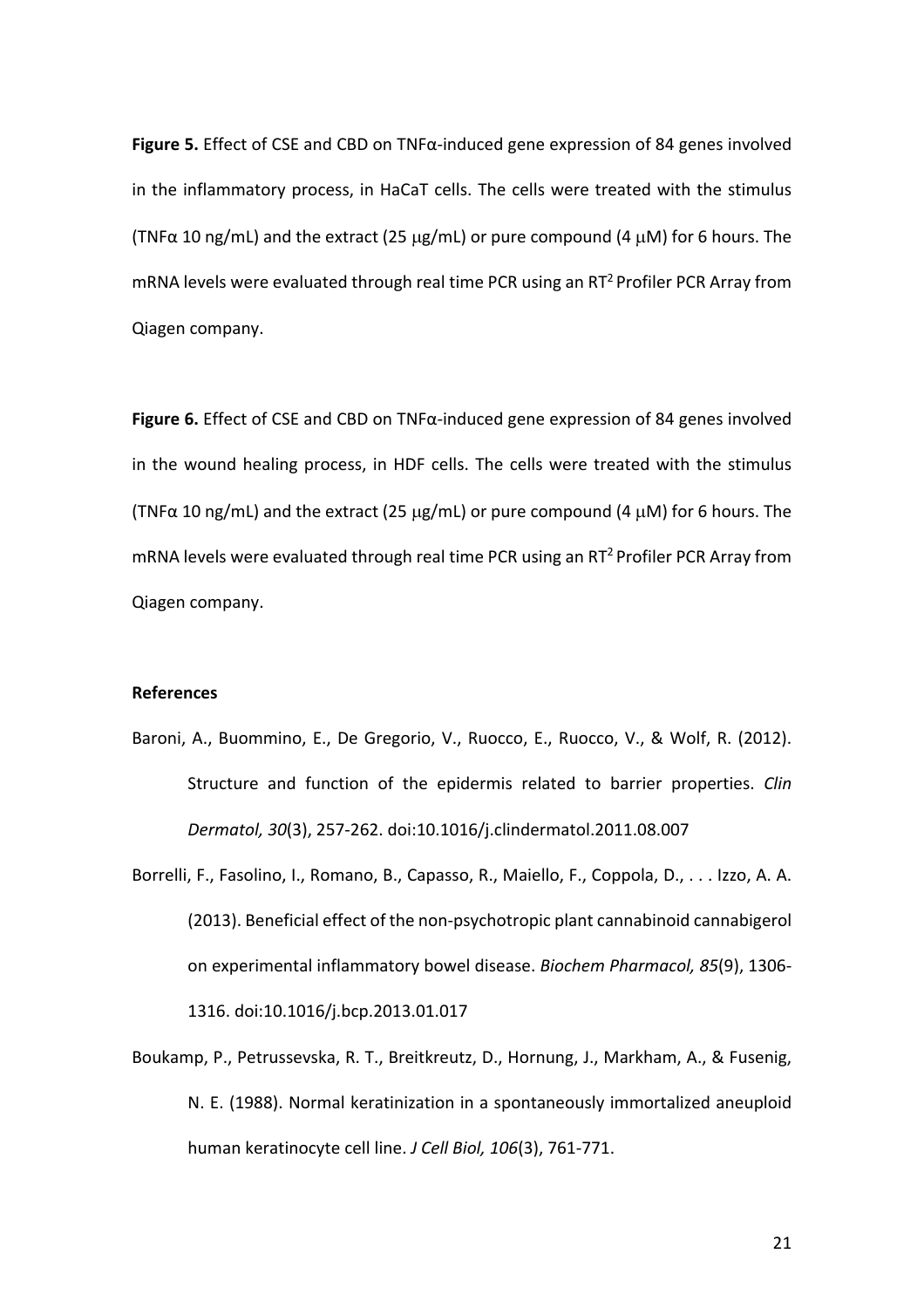**Figure 5.** Effect of CSE and CBD on TNFα-induced gene expression of 84 genes involved in the inflammatory process, in HaCaT cells. The cells were treated with the stimulus (TNFα 10 ng/mL) and the extract (25 μg/mL) or pure compound (4 μM) for 6 hours. The mRNA levels were evaluated through real time PCR using an $RT^2$ Profiler PCR Array from Qiagen company.

**Figure 6.** Effect of CSE and CBD on TNFα-induced gene expression of 84 genes involved in the wound healing process, in HDF cells. The cells were treated with the stimulus (TNFα 10 ng/mL) and the extract (25 μg/mL) or pure compound (4 μM) for 6 hours. The mRNA levels were evaluated through real time PCR using an $RT^2$ Profiler PCR Array from Qiagen company.

**References**

Baroni, A., Buommino, E., De Gregorio, V., Ruocco, E., Ruocco, V., & Wolf, R. (2012). Structure and function of the epidermis related to barrier properties. *Clin Dermatol, 30*(3), 257-262. doi:10.1016/j.clindermatol.2011.08.007

Borrelli, F., Fasolino, I., Romano, B., Capasso, R., Maiello, F., Coppola, D., . . . Izzo, A. A. (2013). Beneficial effect of the non-psychotropic plant cannabinoid cannabigerol on experimental inflammatory bowel disease. *Biochem Pharmacol, 85*(9), 1306-1316. doi:10.1016/j.bcp.2013.01.017

Boukamp, P., Petrussevska, R. T., Breitkreutz, D., Hornung, J., Markham, A., & Fusenig, N. E. (1988). Normal keratinization in a spontaneously immortalized aneuploid human keratinocyte cell line. *J Cell Biol, 106*(3), 761-771.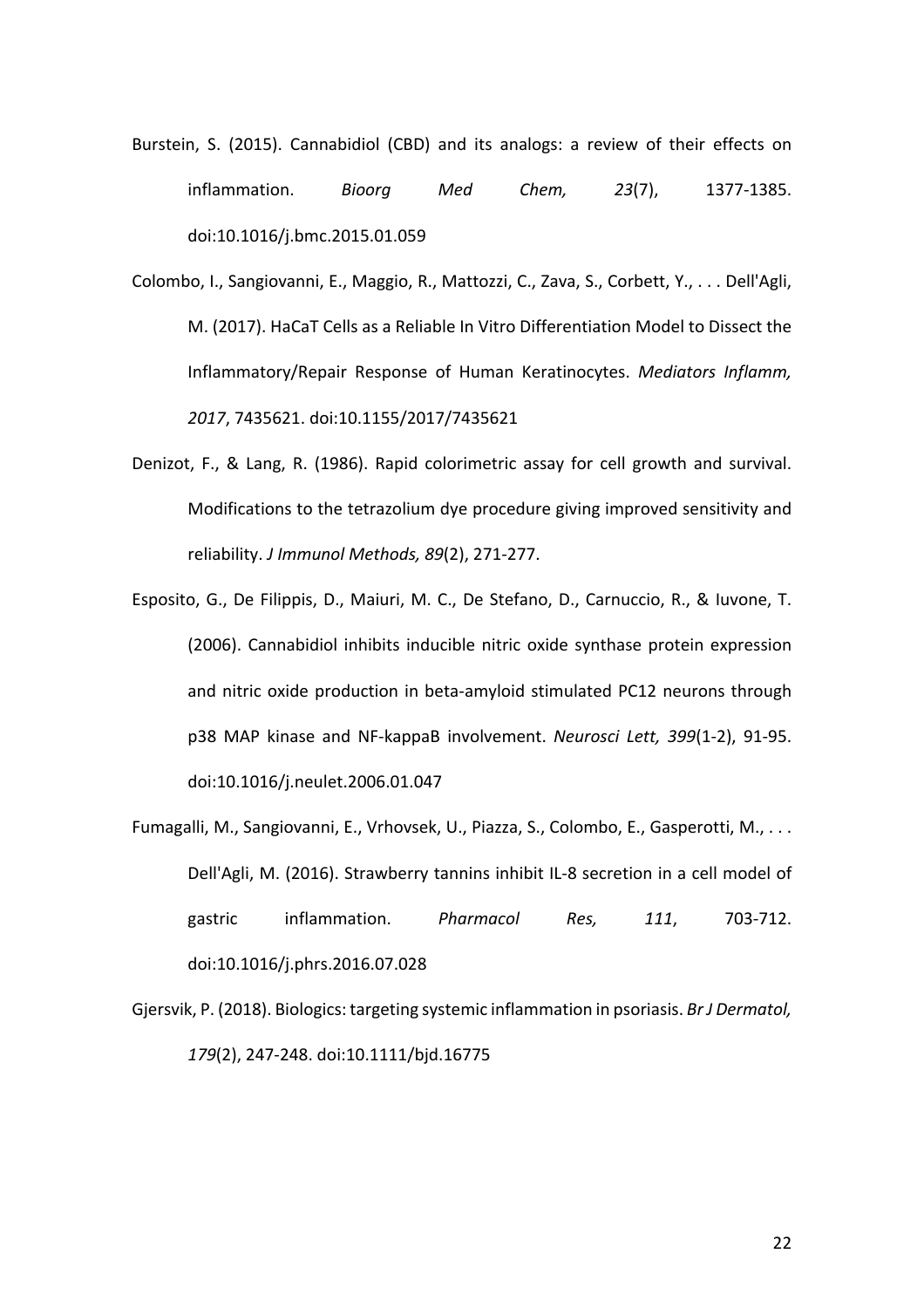Burstein, S. (2015). Cannabidiol (CBD) and its analogs: a review of their effects on inflammation. *Bioorg Med Chem, 23*(7), 1377-1385. doi:10.1016/j.bmc.2015.01.059

Colombo, I., Sangiovanni, E., Maggio, R., Mattozzi, C., Zava, S., Corbett, Y., . . . Dell'Agli, M. (2017). HaCaT Cells as a Reliable In Vitro Differentiation Model to Dissect the Inflammatory/Repair Response of Human Keratinocytes. *Mediators Inflamm, 2017*, 7435621. doi:10.1155/2017/7435621

Denizot, F., & Lang, R. (1986). Rapid colorimetric assay for cell growth and survival. Modifications to the tetrazolium dye procedure giving improved sensitivity and reliability. *J Immunol Methods, 89*(2), 271-277.

Esposito, G., De Filippis, D., Maiuri, M. C., De Stefano, D., Carnuccio, R., & Iuvone, T. (2006). Cannabidiol inhibits inducible nitric oxide synthase protein expression and nitric oxide production in beta-amyloid stimulated PC12 neurons through p38 MAP kinase and NF-kappaB involvement. *Neurosci Lett, 399*(1-2), 91-95. doi:10.1016/j.neulet.2006.01.047

Fumagalli, M., Sangiovanni, E., Vrhovsek, U., Piazza, S., Colombo, E., Gasperotti, M., . . . Dell'Agli, M. (2016). Strawberry tannins inhibit IL-8 secretion in a cell model of gastric inflammation. *Pharmacol Res, 111*, 703-712. doi:10.1016/j.phrs.2016.07.028

Gjersvik, P. (2018). Biologics: targeting systemic inflammation in psoriasis. *Br J Dermatol, 179*(2), 247-248. doi:10.1111/bjd.16775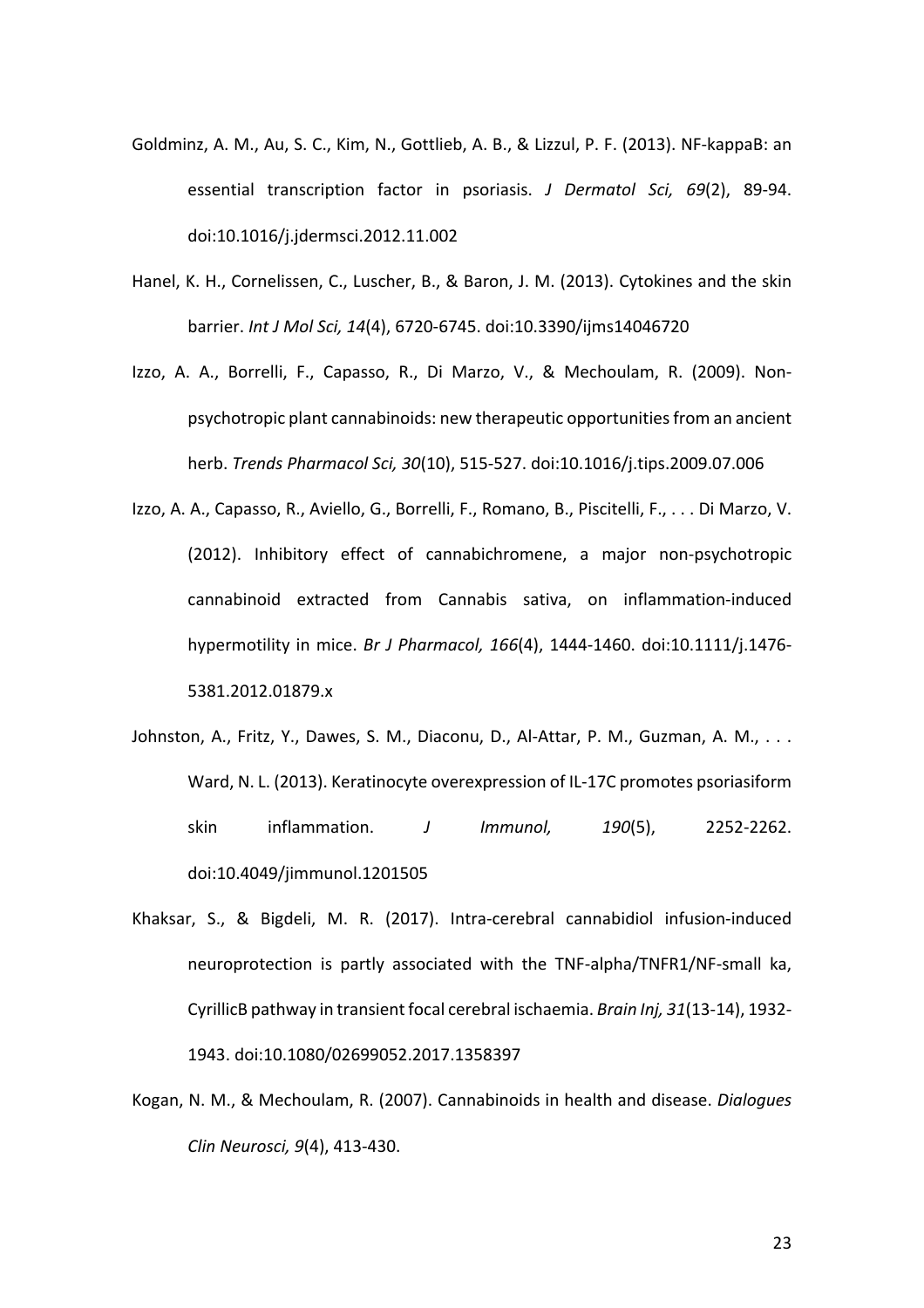Goldminz, A. M., Au, S. C., Kim, N., Gottlieb, A. B., & Lizzul, P. F. (2013). NF-kappaB: an essential transcription factor in psoriasis. *J Dermatol Sci, 69*(2), 89-94. doi:10.1016/j.jdermsci.2012.11.002

Hanel, K. H., Cornelissen, C., Luscher, B., & Baron, J. M. (2013). Cytokines and the skin barrier. *Int J Mol Sci, 14*(4), 6720-6745. doi:10.3390/ijms14046720

Izzo, A. A., Borrelli, F., Capasso, R., Di Marzo, V., & Mechoulam, R. (2009). Non-psychotropic plant cannabinoids: new therapeutic opportunities from an ancient herb. *Trends Pharmacol Sci, 30*(10), 515-527. doi:10.1016/j.tips.2009.07.006

Izzo, A. A., Capasso, R., Aviello, G., Borrelli, F., Romano, B., Piscitelli, F., . . . Di Marzo, V. (2012). Inhibitory effect of cannabichromene, a major non-psychotropic cannabinoid extracted from Cannabis sativa, on inflammation-induced hypermotility in mice. *Br J Pharmacol, 166*(4), 1444-1460. doi:10.1111/j.1476-5381.2012.01879.x

Johnston, A., Fritz, Y., Dawes, S. M., Diaconu, D., Al-Attar, P. M., Guzman, A. M., . . . Ward, N. L. (2013). Keratinocyte overexpression of IL-17C promotes psoriasiform skin inflammation. *J Immunol, 190*(5), 2252-2262. doi:10.4049/jimmunol.1201505

Khaksar, S., & Bigdeli, M. R. (2017). Intra-cerebral cannabidiol infusion-induced neuroprotection is partly associated with the TNF-alpha/TNFR1/NF-small ka, CyrillicB pathway in transient focal cerebral ischaemia. *Brain Inj, 31*(13-14), 1932-1943. doi:10.1080/02699052.2017.1358397

Kogan, N. M., & Mechoulam, R. (2007). Cannabinoids in health and disease. *Dialogues Clin Neurosci, 9*(4), 413-430.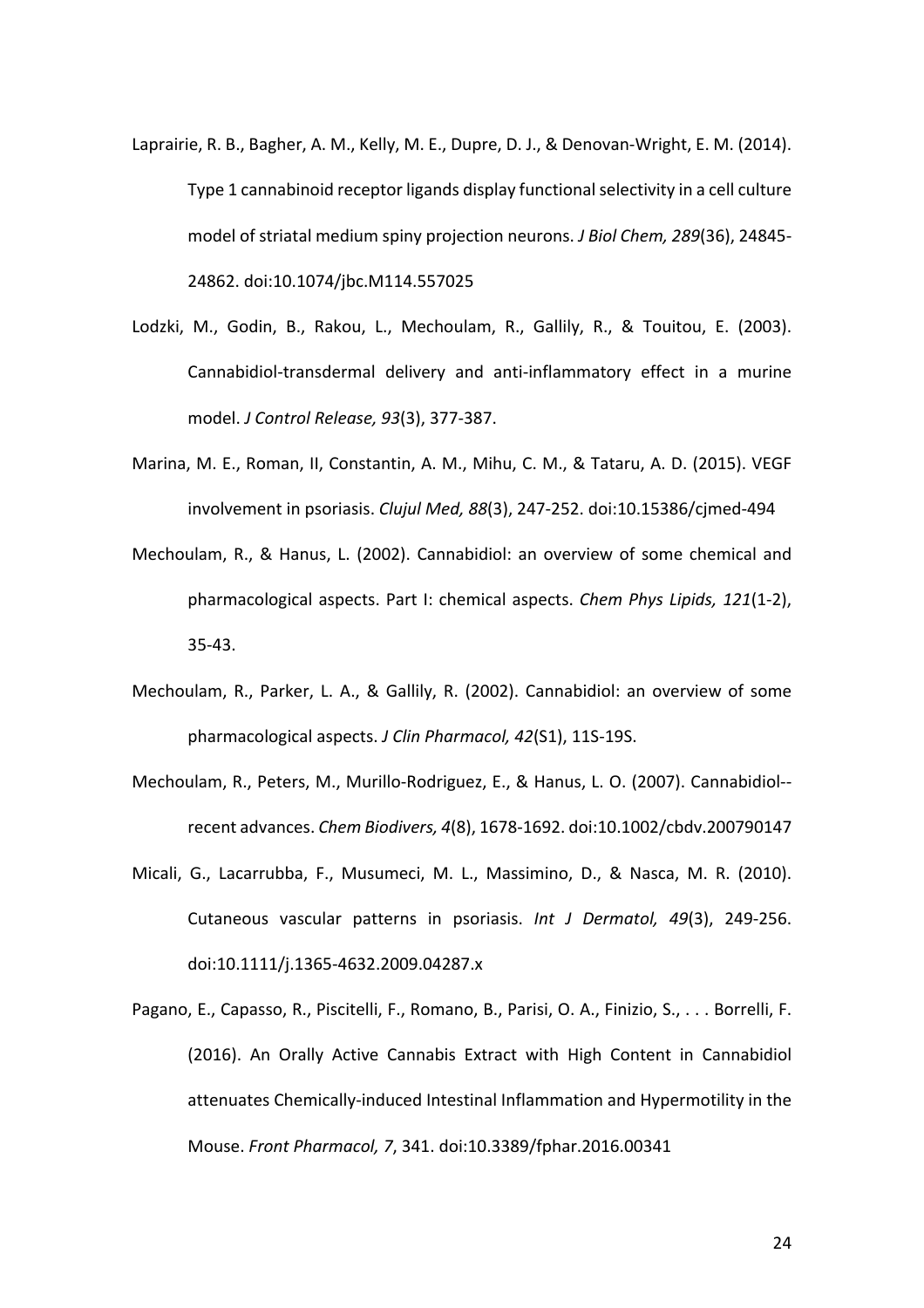Laprairie, R. B., Bagher, A. M., Kelly, M. E., Dupre, D. J., & Denovan-Wright, E. M. (2014). Type 1 cannabinoid receptor ligands display functional selectivity in a cell culture model of striatal medium spiny projection neurons. *J Biol Chem, 289*(36), 24845-24862. doi:10.1074/jbc.M114.557025

Lodzki, M., Godin, B., Rakou, L., Mechoulam, R., Gallily, R., & Touitou, E. (2003). Cannabidiol-transdermal delivery and anti-inflammatory effect in a murine model. *J Control Release, 93*(3), 377-387.

Marina, M. E., Roman, II, Constantin, A. M., Mihu, C. M., & Tataru, A. D. (2015). VEGF involvement in psoriasis. *Clujul Med, 88*(3), 247-252. doi:10.15386/cjmed-494

Mechoulam, R., & Hanus, L. (2002). Cannabidiol: an overview of some chemical and pharmacological aspects. Part I: chemical aspects. *Chem Phys Lipids, 121*(1-2), 35-43.

Mechoulam, R., Parker, L. A., & Gallily, R. (2002). Cannabidiol: an overview of some pharmacological aspects. *J Clin Pharmacol, 42*(S1), 11S-19S.

Mechoulam, R., Peters, M., Murillo-Rodriguez, E., & Hanus, L. O. (2007). Cannabidiol--recent advances. *Chem Biodivers, 4*(8), 1678-1692. doi:10.1002/cbdv.200790147

Micali, G., Lacarrubba, F., Musumeci, M. L., Massimino, D., & Nasca, M. R. (2010). Cutaneous vascular patterns in psoriasis. *Int J Dermatol, 49*(3), 249-256. doi:10.1111/j.1365-4632.2009.04287.x

Pagano, E., Capasso, R., Piscitelli, F., Romano, B., Parisi, O. A., Finizio, S., . . . Borrelli, F. (2016). An Orally Active Cannabis Extract with High Content in Cannabidiol attenuates Chemically-induced Intestinal Inflammation and Hypermotility in the Mouse. *Front Pharmacol, 7*, 341. doi:10.3389/fphar.2016.00341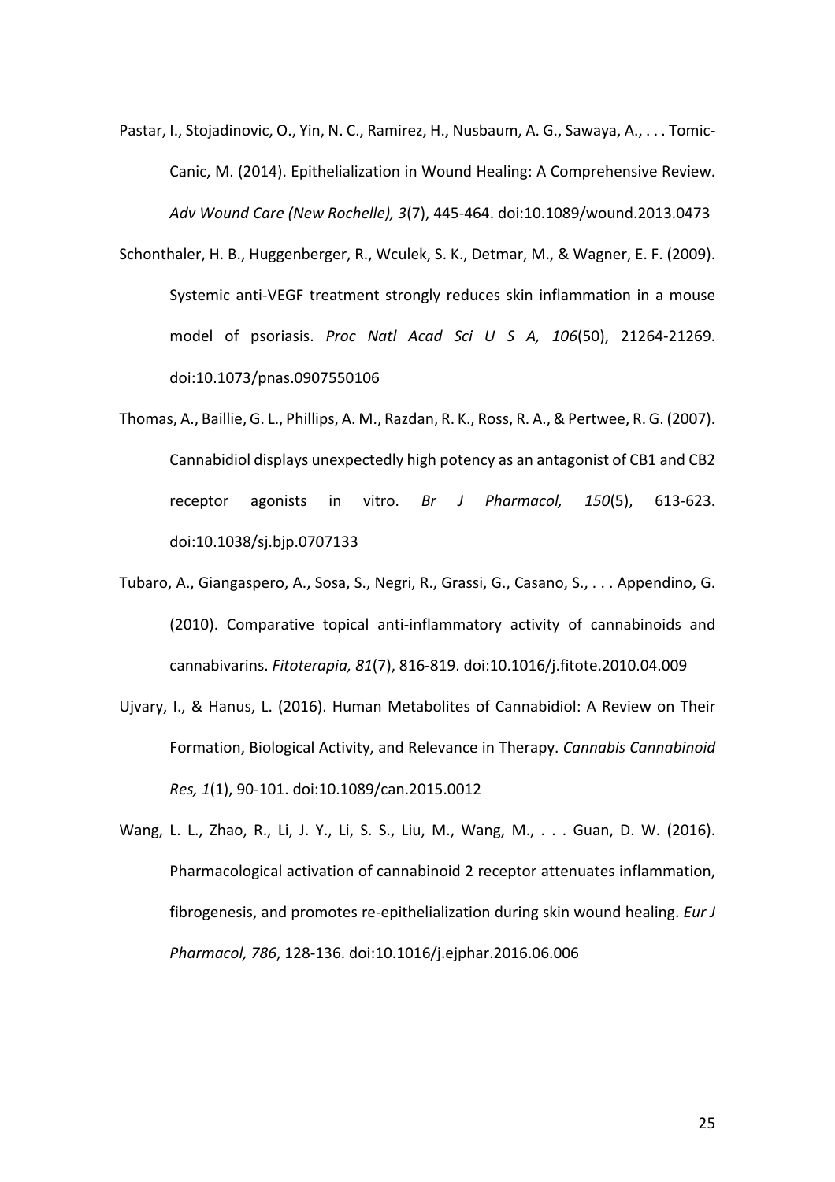Pastar, I., Stojadinovic, O., Yin, N. C., Ramirez, H., Nusbaum, A. G., Sawaya, A., . . . Tomic-Canic, M. (2014). Epithelialization in Wound Healing: A Comprehensive Review. *Adv Wound Care (New Rochelle), 3*(7), 445-464. doi:10.1089/wound.2013.0473

Schonthaler, H. B., Huggenberger, R., Wculek, S. K., Detmar, M., & Wagner, E. F. (2009). Systemic anti-VEGF treatment strongly reduces skin inflammation in a mouse model of psoriasis. *Proc Natl Acad Sci U S A, 106*(50), 21264-21269. doi:10.1073/pnas.0907550106

Thomas, A., Baillie, G. L., Phillips, A. M., Razdan, R. K., Ross, R. A., & Pertwee, R. G. (2007). Cannabidiol displays unexpectedly high potency as an antagonist of CB1 and CB2 receptor agonists in vitro. *Br J Pharmacol, 150*(5), 613-623. doi:10.1038/sj.bjp.0707133

Tubaro, A., Giangaspero, A., Sosa, S., Negri, R., Grassi, G., Casano, S., . . . Appendino, G. (2010). Comparative topical anti-inflammatory activity of cannabinoids and cannabivarins. *Fitoterapia, 81*(7), 816-819. doi:10.1016/j.fitote.2010.04.009

Ujvary, I., & Hanus, L. (2016). Human Metabolites of Cannabidiol: A Review on Their Formation, Biological Activity, and Relevance in Therapy. *Cannabis Cannabinoid Res, 1*(1), 90-101. doi:10.1089/can.2015.0012

Wang, L. L., Zhao, R., Li, J. Y., Li, S. S., Liu, M., Wang, M., . . . Guan, D. W. (2016). Pharmacological activation of cannabinoid 2 receptor attenuates inflammation, fibrogenesis, and promotes re-epithelialization during skin wound healing. *Eur J Pharmacol, 786*, 128-136. doi:10.1016/j.ejphar.2016.06.006